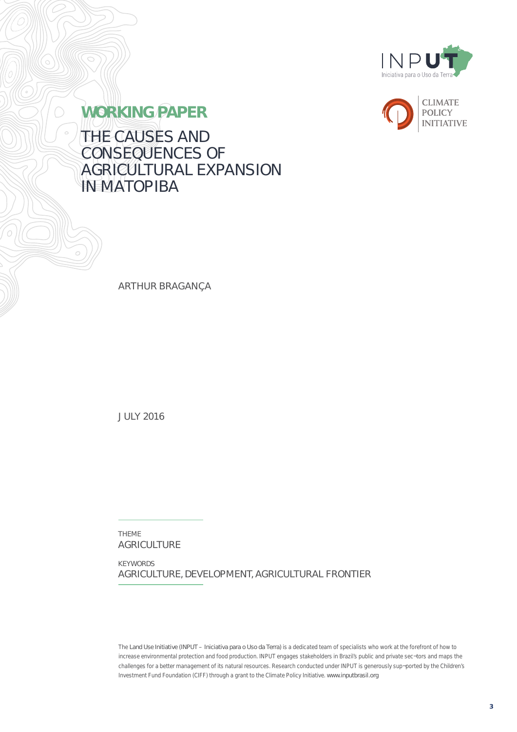INPUT
Iniciativa para o Uso da Terra

CLIMATE POLICY INITIATIVE

**WORKING PAPER**

# THE CAUSES AND CONSEQUENCES OF AGRICULTURAL EXPANSION IN MATOPIBA

ARTHUR BRAGANÇA

JULY 2016

THEME
AGRICULTURE

KEYWORDS
AGRICULTURE, DEVELOPMENT, AGRICULTURAL FRONTIER

The Land Use Initiative (INPUT – Iniciativa para o Uso da Terra) is a dedicated team of specialists who work at the forefront of how to increase environmental protection and food production. INPUT engages stakeholders in Brazil's public and private sectors and maps the challenges for a better management of its natural resources. Research conducted under INPUT is generously supported by the Children's Investment Fund Foundation (CIFF) through a grant to the Climate Policy Initiative. www.inputbrasil.org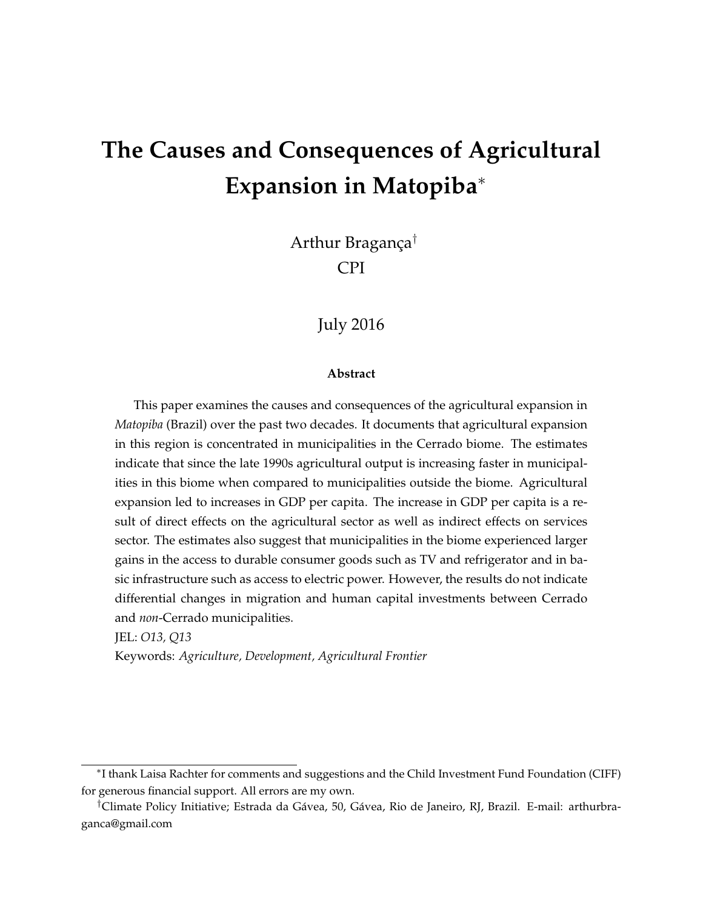# The Causes and Consequences of Agricultural Expansion in Matopiba*

Arthur Bragança[†]
CPI

July 2016

**Abstract**

This paper examines the causes and consequences of the agricultural expansion in *Matopiba* (Brazil) over the past two decades. It documents that agricultural expansion in this region is concentrated in municipalities in the Cerrado biome. The estimates indicate that since the late 1990s agricultural output is increasing faster in municipalities in this biome when compared to municipalities outside the biome. Agricultural expansion led to increases in GDP per capita. The increase in GDP per capita is a result of direct effects on the agricultural sector as well as indirect effects on services sector. The estimates also suggest that municipalities in the biome experienced larger gains in the access to durable consumer goods such as TV and refrigerator and in basic infrastructure such as access to electric power. However, the results do not indicate differential changes in migration and human capital investments between Cerrado and *non*-Cerrado municipalities.

JEL: *O13, Q13*

Keywords: *Agriculture, Development, Agricultural Frontier*

---

*I thank Laisa Rachter for comments and suggestions and the Child Investment Fund Foundation (CIFF) for generous financial support. All errors are my own.

[†]Climate Policy Initiative; Estrada da Gávea, 50, Gávea, Rio de Janeiro, RJ, Brazil. E-mail: arthurbraganca@gmail.com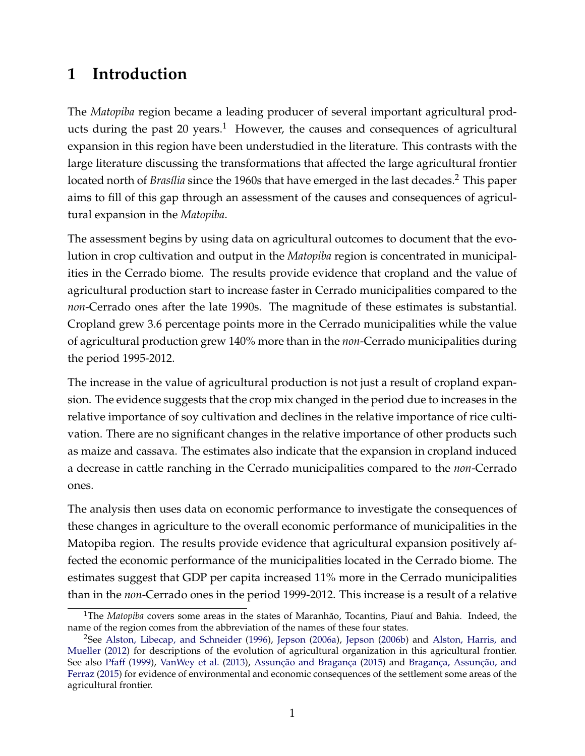# 1 Introduction

The *Matopiba* region became a leading producer of several important agricultural products during the past 20 years.[1] However, the causes and consequences of agricultural expansion in this region have been understudied in the literature. This contrasts with the large literature discussing the transformations that affected the large agricultural frontier located north of *Brasília* since the 1960s that have emerged in the last decades.[2] This paper aims to fill of this gap through an assessment of the causes and consequences of agricultural expansion in the *Matopiba*.

The assessment begins by using data on agricultural outcomes to document that the evolution in crop cultivation and output in the *Matopiba* region is concentrated in municipalities in the Cerrado biome. The results provide evidence that cropland and the value of agricultural production start to increase faster in Cerrado municipalities compared to the *non*-Cerrado ones after the late 1990s. The magnitude of these estimates is substantial. Cropland grew 3.6 percentage points more in the Cerrado municipalities while the value of agricultural production grew 140% more than in the *non*-Cerrado municipalities during the period 1995-2012.

The increase in the value of agricultural production is not just a result of cropland expansion. The evidence suggests that the crop mix changed in the period due to increases in the relative importance of soy cultivation and declines in the relative importance of rice cultivation. There are no significant changes in the relative importance of other products such as maize and cassava. The estimates also indicate that the expansion in cropland induced a decrease in cattle ranching in the Cerrado municipalities compared to the *non*-Cerrado ones.

The analysis then uses data on economic performance to investigate the consequences of these changes in agriculture to the overall economic performance of municipalities in the Matopiba region. The results provide evidence that agricultural expansion positively affected the economic performance of the municipalities located in the Cerrado biome. The estimates suggest that GDP per capita increased 11% more in the Cerrado municipalities than in the *non*-Cerrado ones in the period 1999-2012. This increase is a result of a relative

[1] The *Matopiba* covers some areas in the states of Maranhão, Tocantins, Piauí and Bahia. Indeed, the name of the region comes from the abbreviation of the names of these four states.

[2] See Alston, Libecap, and Schneider (1996), Jepson (2006a), Jepson (2006b) and Alston, Harris, and Mueller (2012) for descriptions of the evolution of agricultural organization in this agricultural frontier. See also Pfaff (1999), VanWey et al. (2013), Assunção and Bragança (2015) and Bragança, Assunção, and Ferraz (2015) for evidence of environmental and economic consequences of the settlement some areas of the agricultural frontier.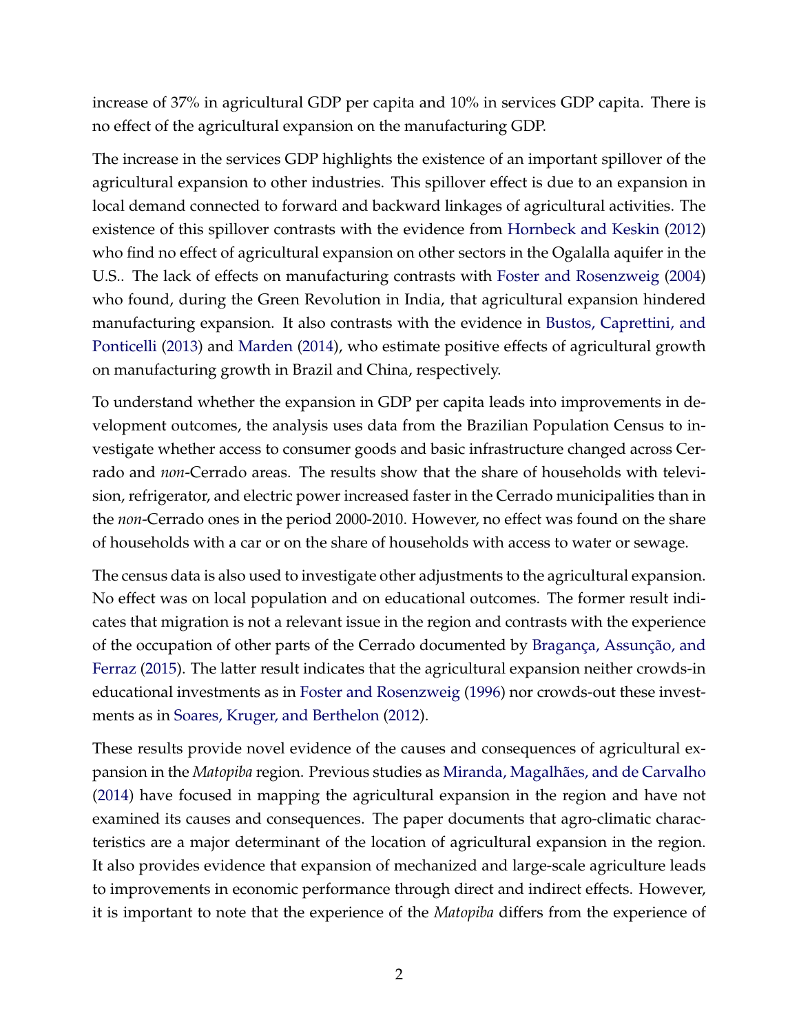increase of 37% in agricultural GDP per capita and 10% in services GDP capita. There is no effect of the agricultural expansion on the manufacturing GDP.

The increase in the services GDP highlights the existence of an important spillover of the agricultural expansion to other industries. This spillover effect is due to an expansion in local demand connected to forward and backward linkages of agricultural activities. The existence of this spillover contrasts with the evidence from Hornbeck and Keskin (2012) who find no effect of agricultural expansion on other sectors in the Ogalalla aquifer in the U.S.. The lack of effects on manufacturing contrasts with Foster and Rosenzweig (2004) who found, during the Green Revolution in India, that agricultural expansion hindered manufacturing expansion. It also contrasts with the evidence in Bustos, Caprettini, and Ponticelli (2013) and Marden (2014), who estimate positive effects of agricultural growth on manufacturing growth in Brazil and China, respectively.

To understand whether the expansion in GDP per capita leads into improvements in development outcomes, the analysis uses data from the Brazilian Population Census to investigate whether access to consumer goods and basic infrastructure changed across Cerrado and *non*-Cerrado areas. The results show that the share of households with television, refrigerator, and electric power increased faster in the Cerrado municipalities than in the *non*-Cerrado ones in the period 2000-2010. However, no effect was found on the share of households with a car or on the share of households with access to water or sewage.

The census data is also used to investigate other adjustments to the agricultural expansion. No effect was on local population and on educational outcomes. The former result indicates that migration is not a relevant issue in the region and contrasts with the experience of the occupation of other parts of the Cerrado documented by Bragança, Assunção, and Ferraz (2015). The latter result indicates that the agricultural expansion neither crowds-in educational investments as in Foster and Rosenzweig (1996) nor crowds-out these investments as in Soares, Kruger, and Berthelon (2012).

These results provide novel evidence of the causes and consequences of agricultural expansion in the *Matopiba* region. Previous studies as Miranda, Magalhães, and de Carvalho (2014) have focused in mapping the agricultural expansion in the region and have not examined its causes and consequences. The paper documents that agro-climatic characteristics are a major determinant of the location of agricultural expansion in the region. It also provides evidence that expansion of mechanized and large-scale agriculture leads to improvements in economic performance through direct and indirect effects. However, it is important to note that the experience of the *Matopiba* differs from the experience of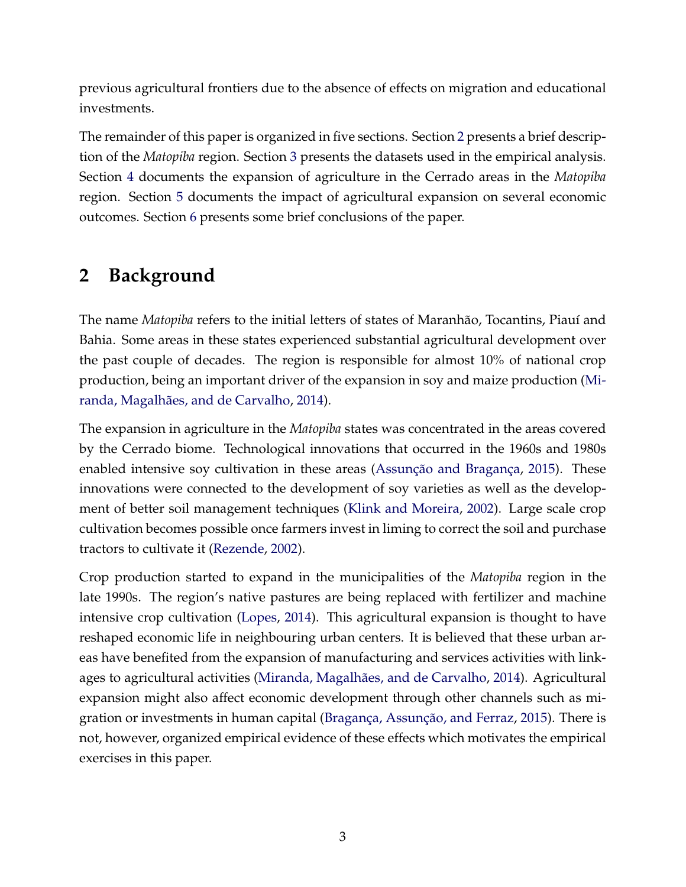previous agricultural frontiers due to the absence of effects on migration and educational investments.

The remainder of this paper is organized in five sections. Section 2 presents a brief description of the *Matopiba* region. Section 3 presents the datasets used in the empirical analysis. Section 4 documents the expansion of agriculture in the Cerrado areas in the *Matopiba* region. Section 5 documents the impact of agricultural expansion on several economic outcomes. Section 6 presents some brief conclusions of the paper.

## 2 Background

The name *Matopiba* refers to the initial letters of states of Maranhão, Tocantins, Piauí and Bahia. Some areas in these states experienced substantial agricultural development over the past couple of decades. The region is responsible for almost 10% of national crop production, being an important driver of the expansion in soy and maize production (Miranda, Magalhães, and de Carvalho, 2014).

The expansion in agriculture in the *Matopiba* states was concentrated in the areas covered by the Cerrado biome. Technological innovations that occurred in the 1960s and 1980s enabled intensive soy cultivation in these areas (Assunção and Bragança, 2015). These innovations were connected to the development of soy varieties as well as the development of better soil management techniques (Klink and Moreira, 2002). Large scale crop cultivation becomes possible once farmers invest in liming to correct the soil and purchase tractors to cultivate it (Rezende, 2002).

Crop production started to expand in the municipalities of the *Matopiba* region in the late 1990s. The region's native pastures are being replaced with fertilizer and machine intensive crop cultivation (Lopes, 2014). This agricultural expansion is thought to have reshaped economic life in neighbouring urban centers. It is believed that these urban areas have benefited from the expansion of manufacturing and services activities with linkages to agricultural activities (Miranda, Magalhães, and de Carvalho, 2014). Agricultural expansion might also affect economic development through other channels such as migration or investments in human capital (Bragança, Assunção, and Ferraz, 2015). There is not, however, organized empirical evidence of these effects which motivates the empirical exercises in this paper.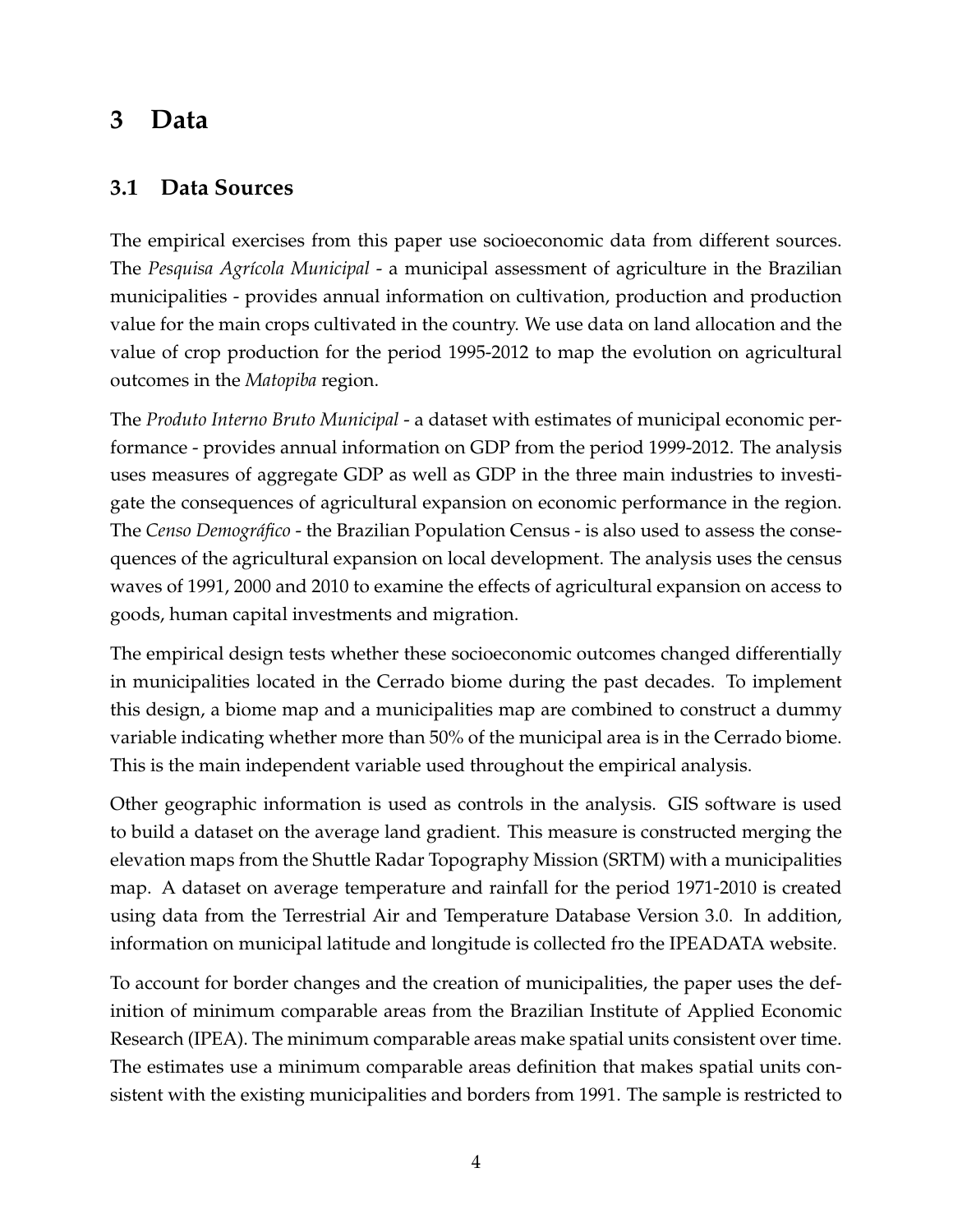# 3 Data

## 3.1 Data Sources

The empirical exercises from this paper use socioeconomic data from different sources. The *Pesquisa Agrícola Municipal* - a municipal assessment of agriculture in the Brazilian municipalities - provides annual information on cultivation, production and production value for the main crops cultivated in the country. We use data on land allocation and the value of crop production for the period 1995-2012 to map the evolution on agricultural outcomes in the *Matopiba* region.

The *Produto Interno Bruto Municipal* - a dataset with estimates of municipal economic performance - provides annual information on GDP from the period 1999-2012. The analysis uses measures of aggregate GDP as well as GDP in the three main industries to investigate the consequences of agricultural expansion on economic performance in the region. The *Censo Demográfico* - the Brazilian Population Census - is also used to assess the consequences of the agricultural expansion on local development. The analysis uses the census waves of 1991, 2000 and 2010 to examine the effects of agricultural expansion on access to goods, human capital investments and migration.

The empirical design tests whether these socioeconomic outcomes changed differentially in municipalities located in the Cerrado biome during the past decades. To implement this design, a biome map and a municipalities map are combined to construct a dummy variable indicating whether more than 50% of the municipal area is in the Cerrado biome. This is the main independent variable used throughout the empirical analysis.

Other geographic information is used as controls in the analysis. GIS software is used to build a dataset on the average land gradient. This measure is constructed merging the elevation maps from the Shuttle Radar Topography Mission (SRTM) with a municipalities map. A dataset on average temperature and rainfall for the period 1971-2010 is created using data from the Terrestrial Air and Temperature Database Version 3.0. In addition, information on municipal latitude and longitude is collected fro the IPEADATA website.

To account for border changes and the creation of municipalities, the paper uses the definition of minimum comparable areas from the Brazilian Institute of Applied Economic Research (IPEA). The minimum comparable areas make spatial units consistent over time. The estimates use a minimum comparable areas definition that makes spatial units consistent with the existing municipalities and borders from 1991. The sample is restricted to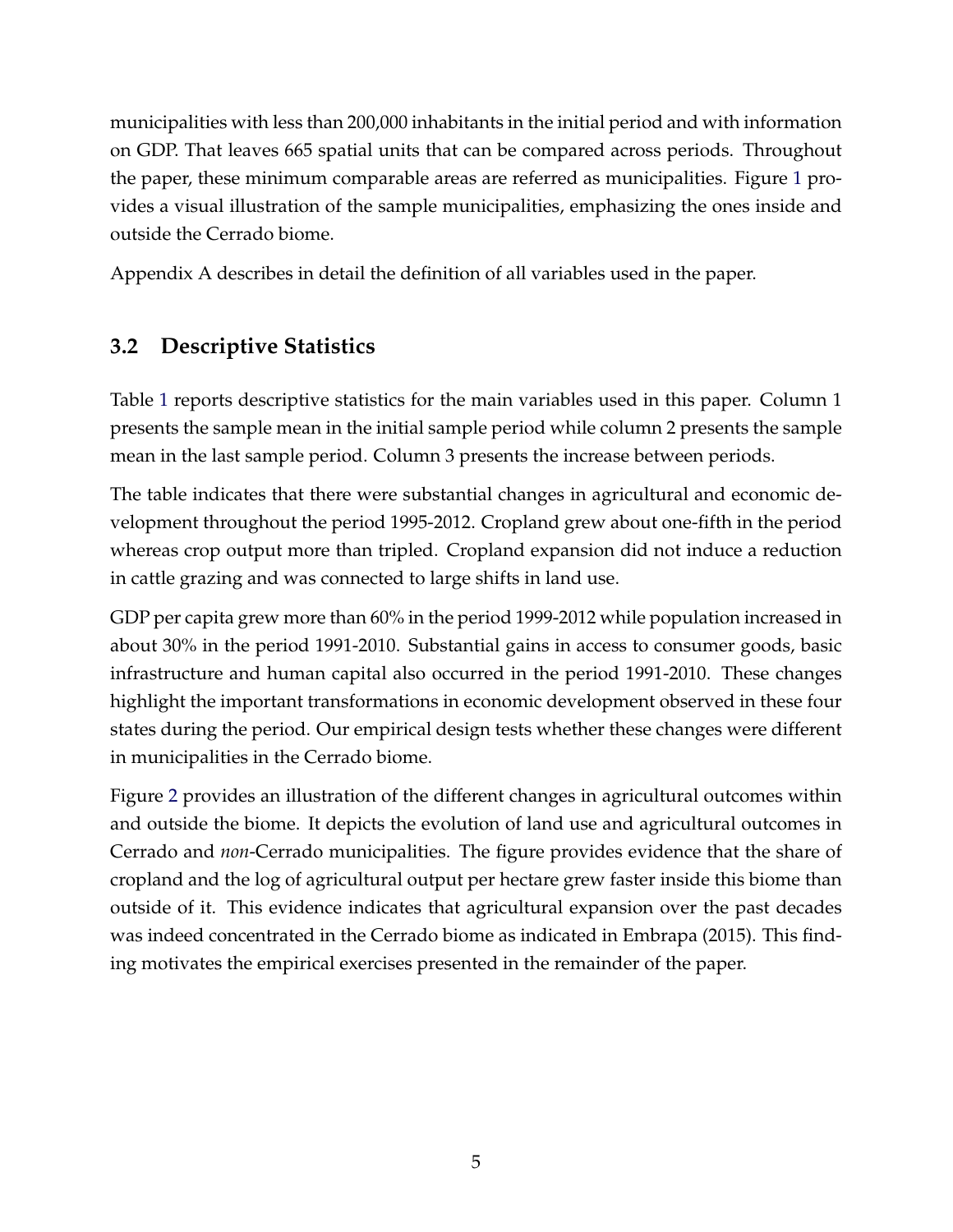municipalities with less than 200,000 inhabitants in the initial period and with information on GDP. That leaves 665 spatial units that can be compared across periods. Throughout the paper, these minimum comparable areas are referred as municipalities. Figure 1 provides a visual illustration of the sample municipalities, emphasizing the ones inside and outside the Cerrado biome.

Appendix A describes in detail the definition of all variables used in the paper.

### 3.2 Descriptive Statistics

Table 1 reports descriptive statistics for the main variables used in this paper. Column 1 presents the sample mean in the initial sample period while column 2 presents the sample mean in the last sample period. Column 3 presents the increase between periods.

The table indicates that there were substantial changes in agricultural and economic development throughout the period 1995-2012. Cropland grew about one-fifth in the period whereas crop output more than tripled. Cropland expansion did not induce a reduction in cattle grazing and was connected to large shifts in land use.

GDP per capita grew more than 60% in the period 1999-2012 while population increased in about 30% in the period 1991-2010. Substantial gains in access to consumer goods, basic infrastructure and human capital also occurred in the period 1991-2010. These changes highlight the important transformations in economic development observed in these four states during the period. Our empirical design tests whether these changes were different in municipalities in the Cerrado biome.

Figure 2 provides an illustration of the different changes in agricultural outcomes within and outside the biome. It depicts the evolution of land use and agricultural outcomes in Cerrado and *non*-Cerrado municipalities. The figure provides evidence that the share of cropland and the log of agricultural output per hectare grew faster inside this biome than outside of it. This evidence indicates that agricultural expansion over the past decades was indeed concentrated in the Cerrado biome as indicated in Embrapa (2015). This finding motivates the empirical exercises presented in the remainder of the paper.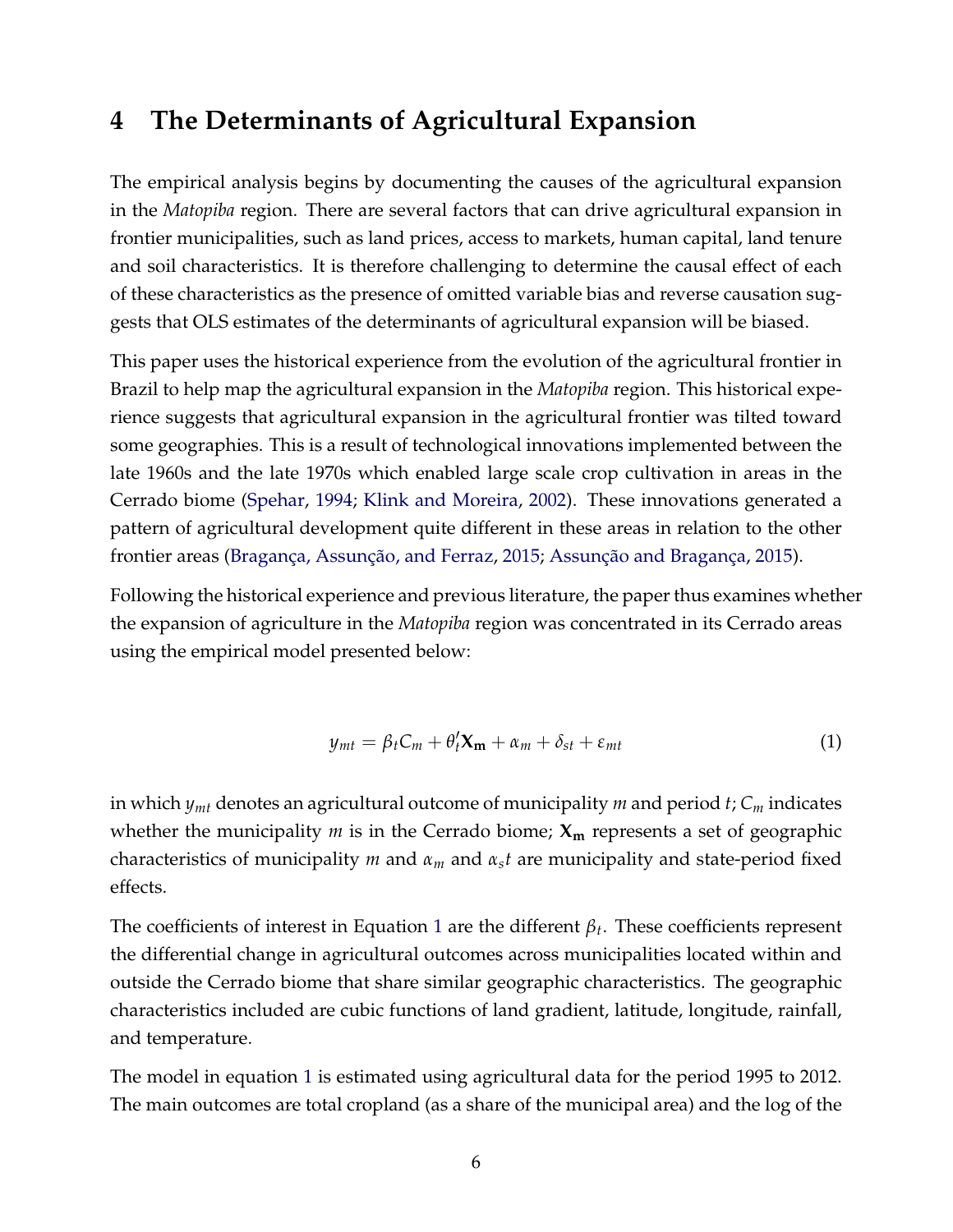# 4 The Determinants of Agricultural Expansion

The empirical analysis begins by documenting the causes of the agricultural expansion in the *Matopiba* region. There are several factors that can drive agricultural expansion in frontier municipalities, such as land prices, access to markets, human capital, land tenure and soil characteristics. It is therefore challenging to determine the causal effect of each of these characteristics as the presence of omitted variable bias and reverse causation suggests that OLS estimates of the determinants of agricultural expansion will be biased.

This paper uses the historical experience from the evolution of the agricultural frontier in Brazil to help map the agricultural expansion in the *Matopiba* region. This historical experience suggests that agricultural expansion in the agricultural frontier was tilted toward some geographies. This is a result of technological innovations implemented between the late 1960s and the late 1970s which enabled large scale crop cultivation in areas in the Cerrado biome (Spehar, 1994; Klink and Moreira, 2002). These innovations generated a pattern of agricultural development quite different in these areas in relation to the other frontier areas (Bragança, Assunção, and Ferraz, 2015; Assunção and Bragança, 2015).

Following the historical experience and previous literature, the paper thus examines whether the expansion of agriculture in the *Matopiba* region was concentrated in its Cerrado areas using the empirical model presented below:

$$y_{mt} = \beta_t C_m + \theta_t' \mathbf{X_m} + \alpha_m + \delta_{st} + \varepsilon_{mt} \tag{1}$$

in which $y_{mt}$ denotes an agricultural outcome of municipality $m$ and period $t$; $C_m$ indicates whether the municipality $m$ is in the Cerrado biome; $\mathbf{X_m}$ represents a set of geographic characteristics of municipality $m$ and $\alpha_m$ and $\alpha_s t$ are municipality and state-period fixed effects.

The coefficients of interest in Equation 1 are the different $\beta_t$. These coefficients represent the differential change in agricultural outcomes across municipalities located within and outside the Cerrado biome that share similar geographic characteristics. The geographic characteristics included are cubic functions of land gradient, latitude, longitude, rainfall, and temperature.

The model in equation 1 is estimated using agricultural data for the period 1995 to 2012. The main outcomes are total cropland (as a share of the municipal area) and the log of the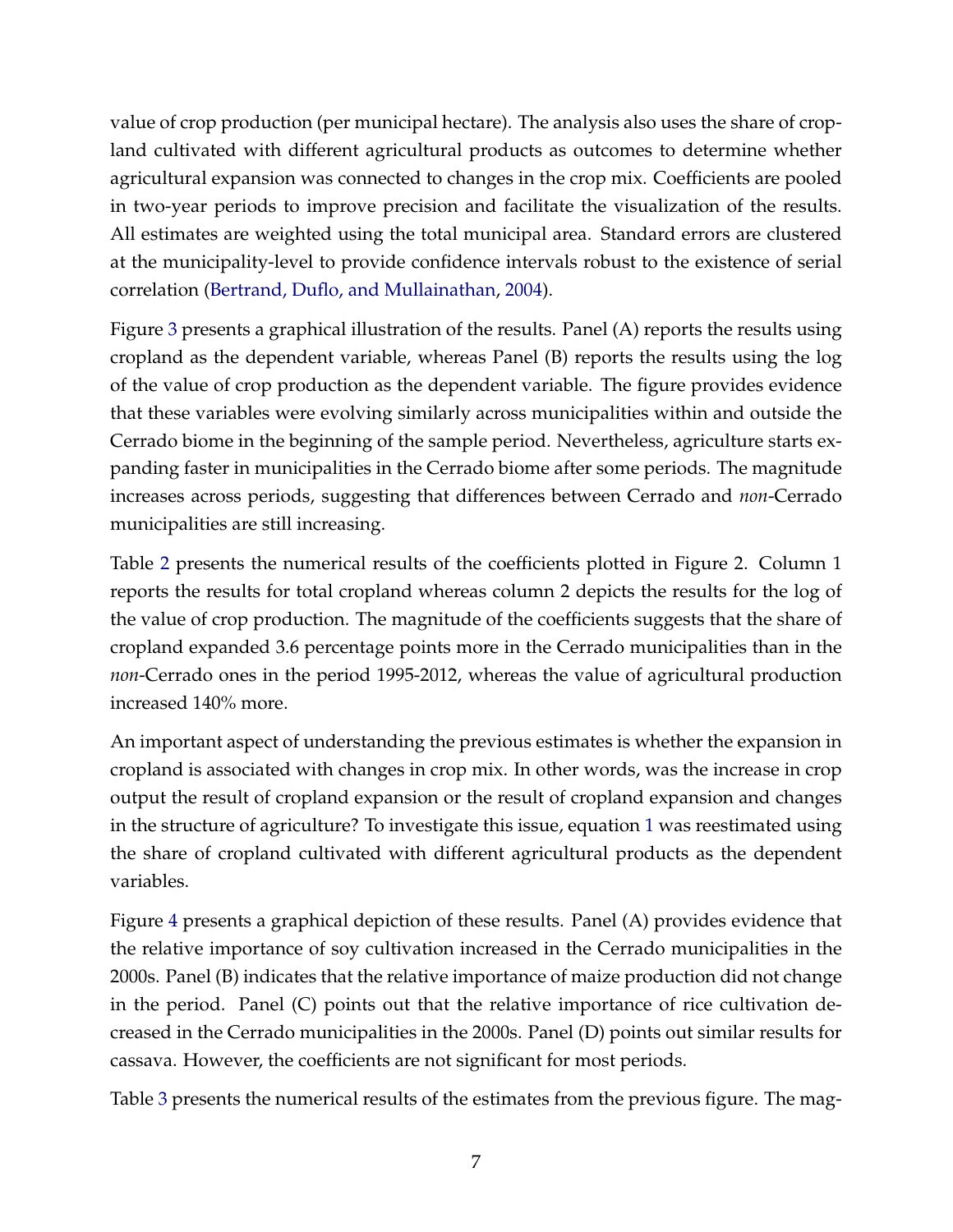value of crop production (per municipal hectare). The analysis also uses the share of cropland cultivated with different agricultural products as outcomes to determine whether agricultural expansion was connected to changes in the crop mix. Coefficients are pooled in two-year periods to improve precision and facilitate the visualization of the results. All estimates are weighted using the total municipal area. Standard errors are clustered at the municipality-level to provide confidence intervals robust to the existence of serial correlation (Bertrand, Duflo, and Mullainathan, 2004).

Figure 3 presents a graphical illustration of the results. Panel (A) reports the results using cropland as the dependent variable, whereas Panel (B) reports the results using the log of the value of crop production as the dependent variable. The figure provides evidence that these variables were evolving similarly across municipalities within and outside the Cerrado biome in the beginning of the sample period. Nevertheless, agriculture starts expanding faster in municipalities in the Cerrado biome after some periods. The magnitude increases across periods, suggesting that differences between Cerrado and *non*-Cerrado municipalities are still increasing.

Table 2 presents the numerical results of the coefficients plotted in Figure 2. Column 1 reports the results for total cropland whereas column 2 depicts the results for the log of the value of crop production. The magnitude of the coefficients suggests that the share of cropland expanded 3.6 percentage points more in the Cerrado municipalities than in the *non*-Cerrado ones in the period 1995-2012, whereas the value of agricultural production increased 140% more.

An important aspect of understanding the previous estimates is whether the expansion in cropland is associated with changes in crop mix. In other words, was the increase in crop output the result of cropland expansion or the result of cropland expansion and changes in the structure of agriculture? To investigate this issue, equation 1 was reestimated using the share of cropland cultivated with different agricultural products as the dependent variables.

Figure 4 presents a graphical depiction of these results. Panel (A) provides evidence that the relative importance of soy cultivation increased in the Cerrado municipalities in the 2000s. Panel (B) indicates that the relative importance of maize production did not change in the period. Panel (C) points out that the relative importance of rice cultivation decreased in the Cerrado municipalities in the 2000s. Panel (D) points out similar results for cassava. However, the coefficients are not significant for most periods.

Table 3 presents the numerical results of the estimates from the previous figure. The mag-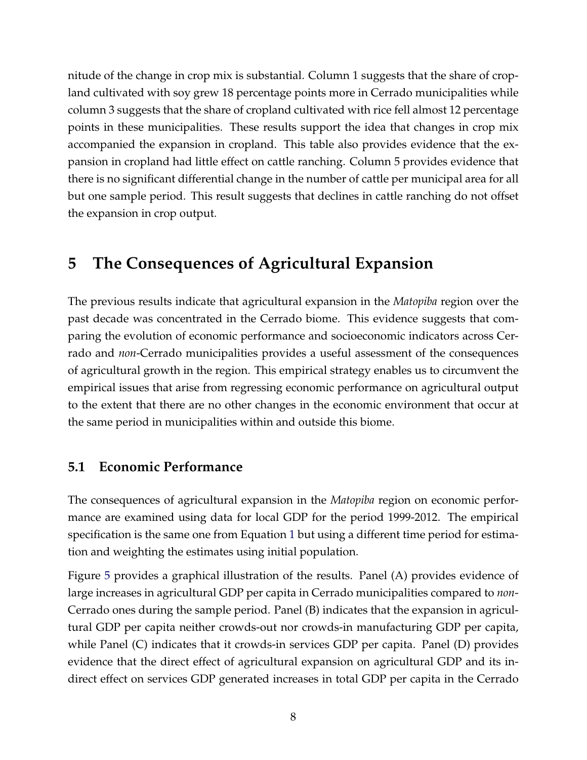nitude of the change in crop mix is substantial. Column 1 suggests that the share of cropland cultivated with soy grew 18 percentage points more in Cerrado municipalities while column 3 suggests that the share of cropland cultivated with rice fell almost 12 percentage points in these municipalities. These results support the idea that changes in crop mix accompanied the expansion in cropland. This table also provides evidence that the expansion in cropland had little effect on cattle ranching. Column 5 provides evidence that there is no significant differential change in the number of cattle per municipal area for all but one sample period. This result suggests that declines in cattle ranching do not offset the expansion in crop output.

# 5 The Consequences of Agricultural Expansion

The previous results indicate that agricultural expansion in the *Matopiba* region over the past decade was concentrated in the Cerrado biome. This evidence suggests that comparing the evolution of economic performance and socioeconomic indicators across Cerrado and *non*-Cerrado municipalities provides a useful assessment of the consequences of agricultural growth in the region. This empirical strategy enables us to circumvent the empirical issues that arise from regressing economic performance on agricultural output to the extent that there are no other changes in the economic environment that occur at the same period in municipalities within and outside this biome.

## 5.1 Economic Performance

The consequences of agricultural expansion in the *Matopiba* region on economic performance are examined using data for local GDP for the period 1999-2012. The empirical specification is the same one from Equation 1 but using a different time period for estimation and weighting the estimates using initial population.

Figure 5 provides a graphical illustration of the results. Panel (A) provides evidence of large increases in agricultural GDP per capita in Cerrado municipalities compared to *non*-Cerrado ones during the sample period. Panel (B) indicates that the expansion in agricultural GDP per capita neither crowds-out nor crowds-in manufacturing GDP per capita, while Panel (C) indicates that it crowds-in services GDP per capita. Panel (D) provides evidence that the direct effect of agricultural expansion on agricultural GDP and its indirect effect on services GDP generated increases in total GDP per capita in the Cerrado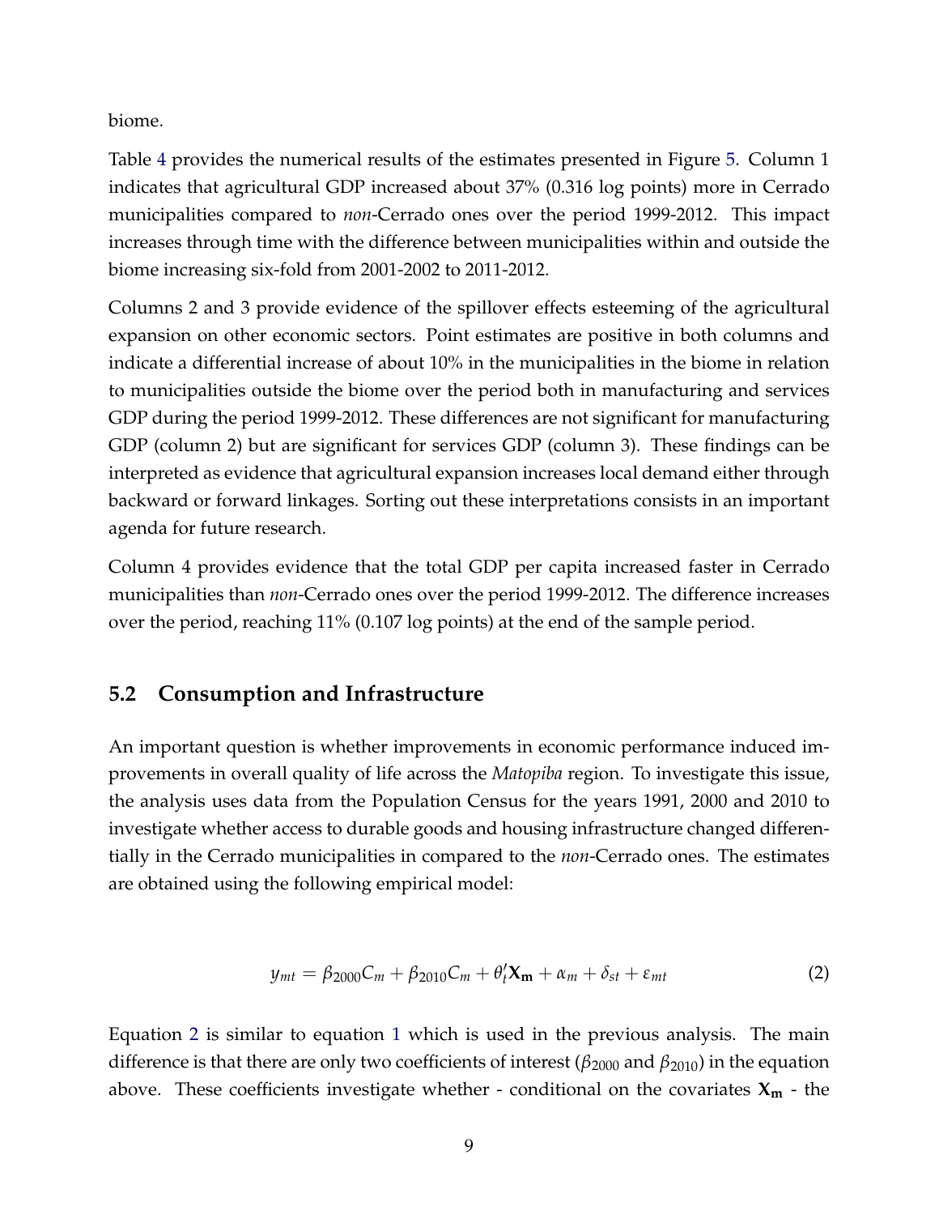biome.

Table 4 provides the numerical results of the estimates presented in Figure 5. Column 1 indicates that agricultural GDP increased about 37% (0.316 log points) more in Cerrado municipalities compared to *non*-Cerrado ones over the period 1999-2012. This impact increases through time with the difference between municipalities within and outside the biome increasing six-fold from 2001-2002 to 2011-2012.

Columns 2 and 3 provide evidence of the spillover effects esteeming of the agricultural expansion on other economic sectors. Point estimates are positive in both columns and indicate a differential increase of about 10% in the municipalities in the biome in relation to municipalities outside the biome over the period both in manufacturing and services GDP during the period 1999-2012. These differences are not significant for manufacturing GDP (column 2) but are significant for services GDP (column 3). These findings can be interpreted as evidence that agricultural expansion increases local demand either through backward or forward linkages. Sorting out these interpretations consists in an important agenda for future research.

Column 4 provides evidence that the total GDP per capita increased faster in Cerrado municipalities than *non*-Cerrado ones over the period 1999-2012. The difference increases over the period, reaching 11% (0.107 log points) at the end of the sample period.

## 5.2 Consumption and Infrastructure

An important question is whether improvements in economic performance induced improvements in overall quality of life across the *Matopiba* region. To investigate this issue, the analysis uses data from the Population Census for the years 1991, 2000 and 2010 to investigate whether access to durable goods and housing infrastructure changed differentially in the Cerrado municipalities in compared to the *non*-Cerrado ones. The estimates are obtained using the following empirical model:

$$y_{mt} = \beta_{2000} C_m + \beta_{2010} C_m + \theta_t' \mathbf{X_m} + \alpha_m + \delta_{st} + \varepsilon_{mt} \tag{2}$$

Equation 2 is similar to equation 1 which is used in the previous analysis. The main difference is that there are only two coefficients of interest ($\beta_{2000}$ and $\beta_{2010}$) in the equation above. These coefficients investigate whether - conditional on the covariates $\mathbf{X_m}$ - the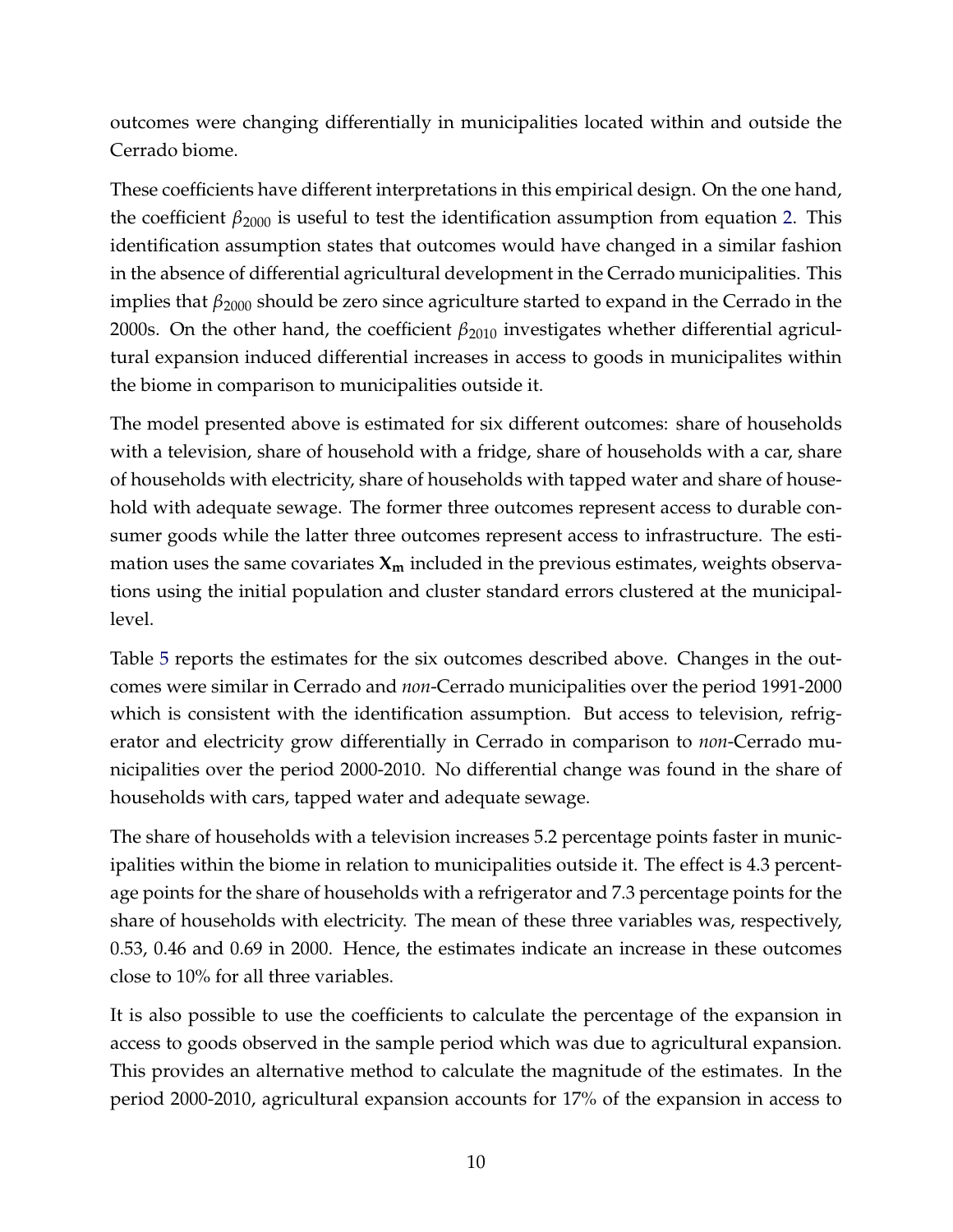outcomes were changing differentially in municipalities located within and outside the Cerrado biome.

These coefficients have different interpretations in this empirical design. On the one hand, the coefficient $\beta_{2000}$ is useful to test the identification assumption from equation 2. This identification assumption states that outcomes would have changed in a similar fashion in the absence of differential agricultural development in the Cerrado municipalities. This implies that $\beta_{2000}$ should be zero since agriculture started to expand in the Cerrado in the 2000s. On the other hand, the coefficient $\beta_{2010}$ investigates whether differential agricultural expansion induced differential increases in access to goods in municipalites within the biome in comparison to municipalities outside it.

The model presented above is estimated for six different outcomes: share of households with a television, share of household with a fridge, share of households with a car, share of households with electricity, share of households with tapped water and share of household with adequate sewage. The former three outcomes represent access to durable consumer goods while the latter three outcomes represent access to infrastructure. The estimation uses the same covariates $\mathbf{X_m}$ included in the previous estimates, weights observations using the initial population and cluster standard errors clustered at the municipal-level.

Table 5 reports the estimates for the six outcomes described above. Changes in the outcomes were similar in Cerrado and *non*-Cerrado municipalities over the period 1991-2000 which is consistent with the identification assumption. But access to television, refrigerator and electricity grow differentially in Cerrado in comparison to *non*-Cerrado municipalities over the period 2000-2010. No differential change was found in the share of households with cars, tapped water and adequate sewage.

The share of households with a television increases 5.2 percentage points faster in municipalities within the biome in relation to municipalities outside it. The effect is 4.3 percentage points for the share of households with a refrigerator and 7.3 percentage points for the share of households with electricity. The mean of these three variables was, respectively, 0.53, 0.46 and 0.69 in 2000. Hence, the estimates indicate an increase in these outcomes close to 10% for all three variables.

It is also possible to use the coefficients to calculate the percentage of the expansion in access to goods observed in the sample period which was due to agricultural expansion. This provides an alternative method to calculate the magnitude of the estimates. In the period 2000-2010, agricultural expansion accounts for 17% of the expansion in access to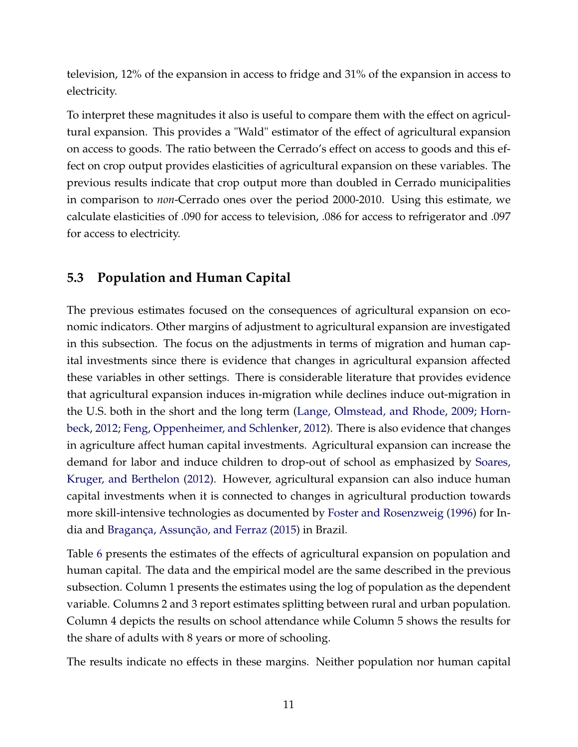television, 12% of the expansion in access to fridge and 31% of the expansion in access to electricity.

To interpret these magnitudes it also is useful to compare them with the effect on agricultural expansion. This provides a "Wald" estimator of the effect of agricultural expansion on access to goods. The ratio between the Cerrado's effect on access to goods and this effect on crop output provides elasticities of agricultural expansion on these variables. The previous results indicate that crop output more than doubled in Cerrado municipalities in comparison to *non*-Cerrado ones over the period 2000-2010. Using this estimate, we calculate elasticities of .090 for access to television, .086 for access to refrigerator and .097 for access to electricity.

## 5.3 Population and Human Capital

The previous estimates focused on the consequences of agricultural expansion on economic indicators. Other margins of adjustment to agricultural expansion are investigated in this subsection. The focus on the adjustments in terms of migration and human capital investments since there is evidence that changes in agricultural expansion affected these variables in other settings. There is considerable literature that provides evidence that agricultural expansion induces in-migration while declines induce out-migration in the U.S. both in the short and the long term (Lange, Olmstead, and Rhode, 2009; Hornbeck, 2012; Feng, Oppenheimer, and Schlenker, 2012). There is also evidence that changes in agriculture affect human capital investments. Agricultural expansion can increase the demand for labor and induce children to drop-out of school as emphasized by Soares, Kruger, and Berthelon (2012). However, agricultural expansion can also induce human capital investments when it is connected to changes in agricultural production towards more skill-intensive technologies as documented by Foster and Rosenzweig (1996) for India and Bragança, Assunção, and Ferraz (2015) in Brazil.

Table 6 presents the estimates of the effects of agricultural expansion on population and human capital. The data and the empirical model are the same described in the previous subsection. Column 1 presents the estimates using the log of population as the dependent variable. Columns 2 and 3 report estimates splitting between rural and urban population. Column 4 depicts the results on school attendance while Column 5 shows the results for the share of adults with 8 years or more of schooling.

The results indicate no effects in these margins. Neither population nor human capital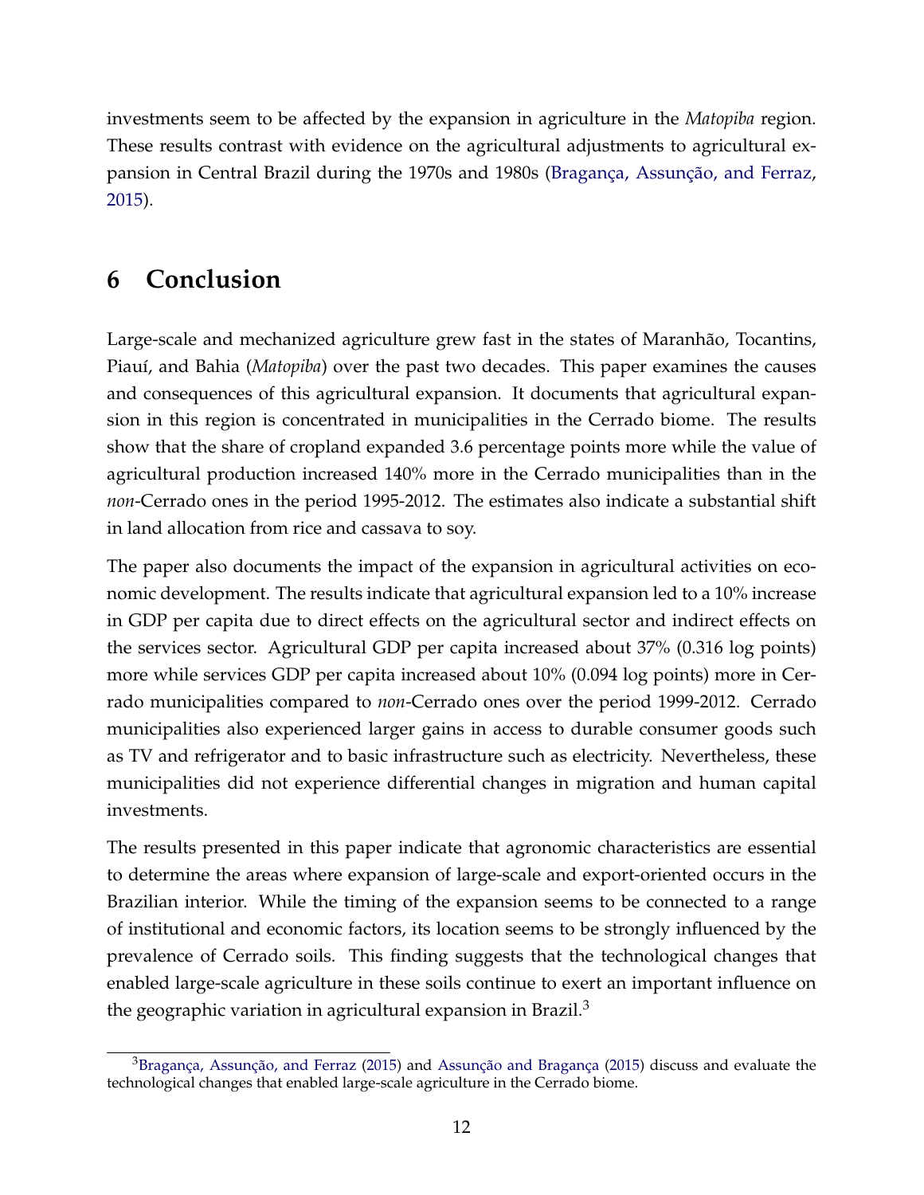investments seem to be affected by the expansion in agriculture in the *Matopiba* region. These results contrast with evidence on the agricultural adjustments to agricultural expansion in Central Brazil during the 1970s and 1980s (Bragança, Assunção, and Ferraz, 2015).

# 6 Conclusion

Large-scale and mechanized agriculture grew fast in the states of Maranhão, Tocantins, Piauí, and Bahia (*Matopiba*) over the past two decades. This paper examines the causes and consequences of this agricultural expansion. It documents that agricultural expansion in this region is concentrated in municipalities in the Cerrado biome. The results show that the share of cropland expanded 3.6 percentage points more while the value of agricultural production increased 140% more in the Cerrado municipalities than in the *non*-Cerrado ones in the period 1995-2012. The estimates also indicate a substantial shift in land allocation from rice and cassava to soy.

The paper also documents the impact of the expansion in agricultural activities on economic development. The results indicate that agricultural expansion led to a 10% increase in GDP per capita due to direct effects on the agricultural sector and indirect effects on the services sector. Agricultural GDP per capita increased about 37% (0.316 log points) more while services GDP per capita increased about 10% (0.094 log points) more in Cerrado municipalities compared to *non*-Cerrado ones over the period 1999-2012. Cerrado municipalities also experienced larger gains in access to durable consumer goods such as TV and refrigerator and to basic infrastructure such as electricity. Nevertheless, these municipalities did not experience differential changes in migration and human capital investments.

The results presented in this paper indicate that agronomic characteristics are essential to determine the areas where expansion of large-scale and export-oriented occurs in the Brazilian interior. While the timing of the expansion seems to be connected to a range of institutional and economic factors, its location seems to be strongly influenced by the prevalence of Cerrado soils. This finding suggests that the technological changes that enabled large-scale agriculture in these soils continue to exert an important influence on the geographic variation in agricultural expansion in Brazil.[3]

[3] Bragança, Assunção, and Ferraz (2015) and Assunção and Bragança (2015) discuss and evaluate the technological changes that enabled large-scale agriculture in the Cerrado biome.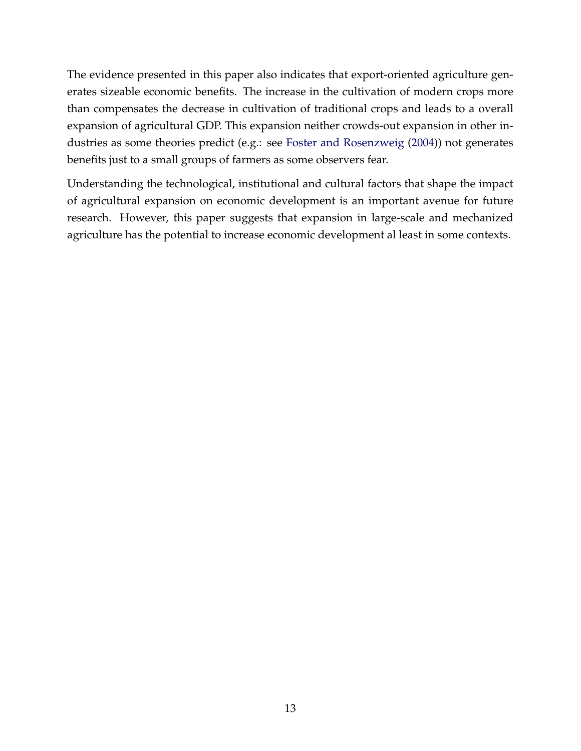The evidence presented in this paper also indicates that export-oriented agriculture generates sizeable economic benefits. The increase in the cultivation of modern crops more than compensates the decrease in cultivation of traditional crops and leads to a overall expansion of agricultural GDP. This expansion neither crowds-out expansion in other industries as some theories predict (e.g.: see Foster and Rosenzweig (2004)) not generates benefits just to a small groups of farmers as some observers fear.

Understanding the technological, institutional and cultural factors that shape the impact of agricultural expansion on economic development is an important avenue for future research. However, this paper suggests that expansion in large-scale and mechanized agriculture has the potential to increase economic development al least in some contexts.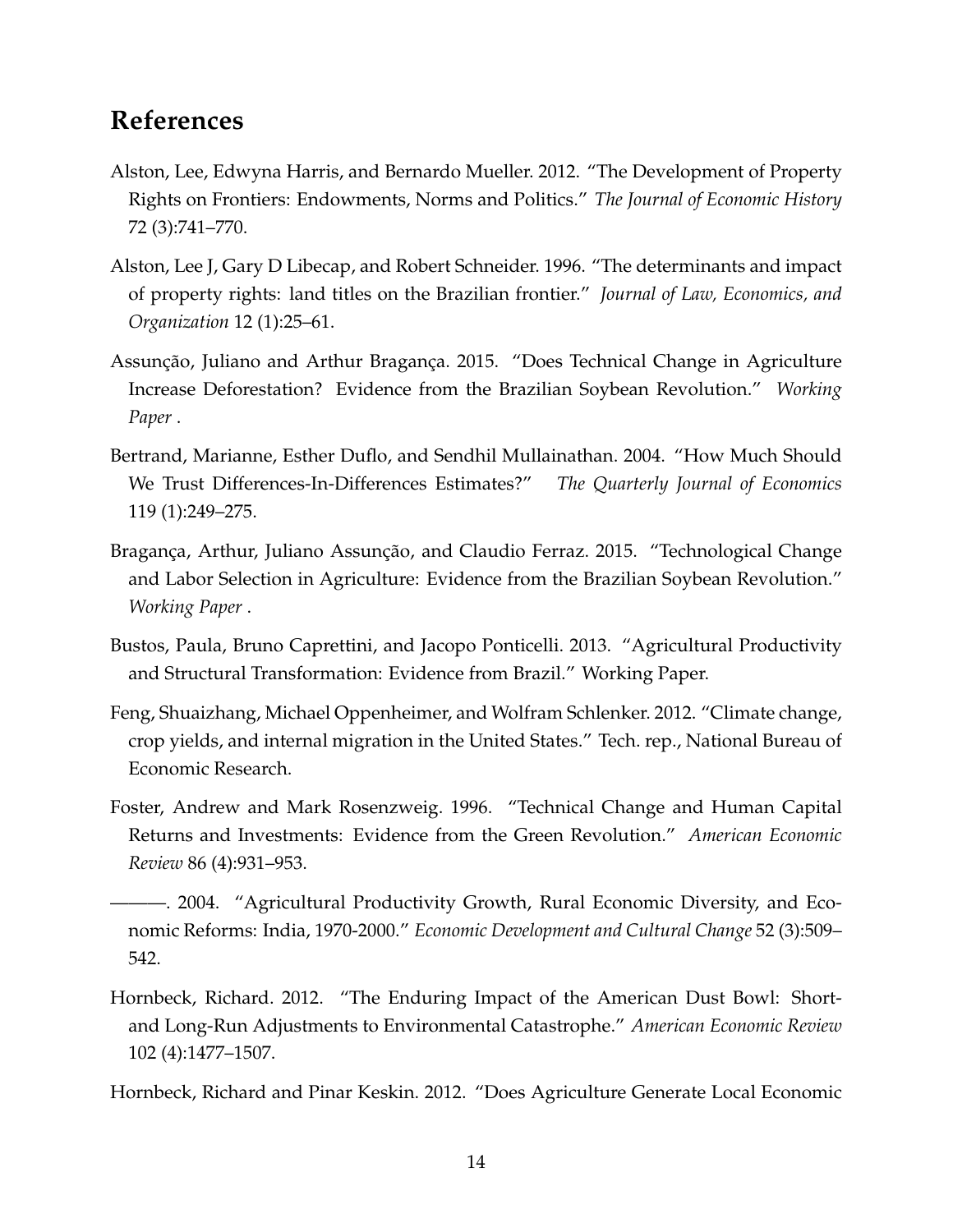# References

Alston, Lee, Edwyna Harris, and Bernardo Mueller. 2012. "The Development of Property Rights on Frontiers: Endowments, Norms and Politics." *The Journal of Economic History* 72 (3):741–770.

Alston, Lee J, Gary D Libecap, and Robert Schneider. 1996. "The determinants and impact of property rights: land titles on the Brazilian frontier." *Journal of Law, Economics, and Organization* 12 (1):25–61.

Assunção, Juliano and Arthur Bragança. 2015. "Does Technical Change in Agriculture Increase Deforestation? Evidence from the Brazilian Soybean Revolution." *Working Paper* .

Bertrand, Marianne, Esther Duflo, and Sendhil Mullainathan. 2004. "How Much Should We Trust Differences-In-Differences Estimates?" *The Quarterly Journal of Economics* 119 (1):249–275.

Bragança, Arthur, Juliano Assunção, and Claudio Ferraz. 2015. "Technological Change and Labor Selection in Agriculture: Evidence from the Brazilian Soybean Revolution." *Working Paper* .

Bustos, Paula, Bruno Caprettini, and Jacopo Ponticelli. 2013. "Agricultural Productivity and Structural Transformation: Evidence from Brazil." Working Paper.

Feng, Shuaizhang, Michael Oppenheimer, and Wolfram Schlenker. 2012. "Climate change, crop yields, and internal migration in the United States." Tech. rep., National Bureau of Economic Research.

Foster, Andrew and Mark Rosenzweig. 1996. "Technical Change and Human Capital Returns and Investments: Evidence from the Green Revolution." *American Economic Review* 86 (4):931–953.

———. 2004. "Agricultural Productivity Growth, Rural Economic Diversity, and Economic Reforms: India, 1970-2000." *Economic Development and Cultural Change* 52 (3):509–542.

Hornbeck, Richard. 2012. "The Enduring Impact of the American Dust Bowl: Short- and Long-Run Adjustments to Environmental Catastrophe." *American Economic Review* 102 (4):1477–1507.

Hornbeck, Richard and Pinar Keskin. 2012. "Does Agriculture Generate Local Economic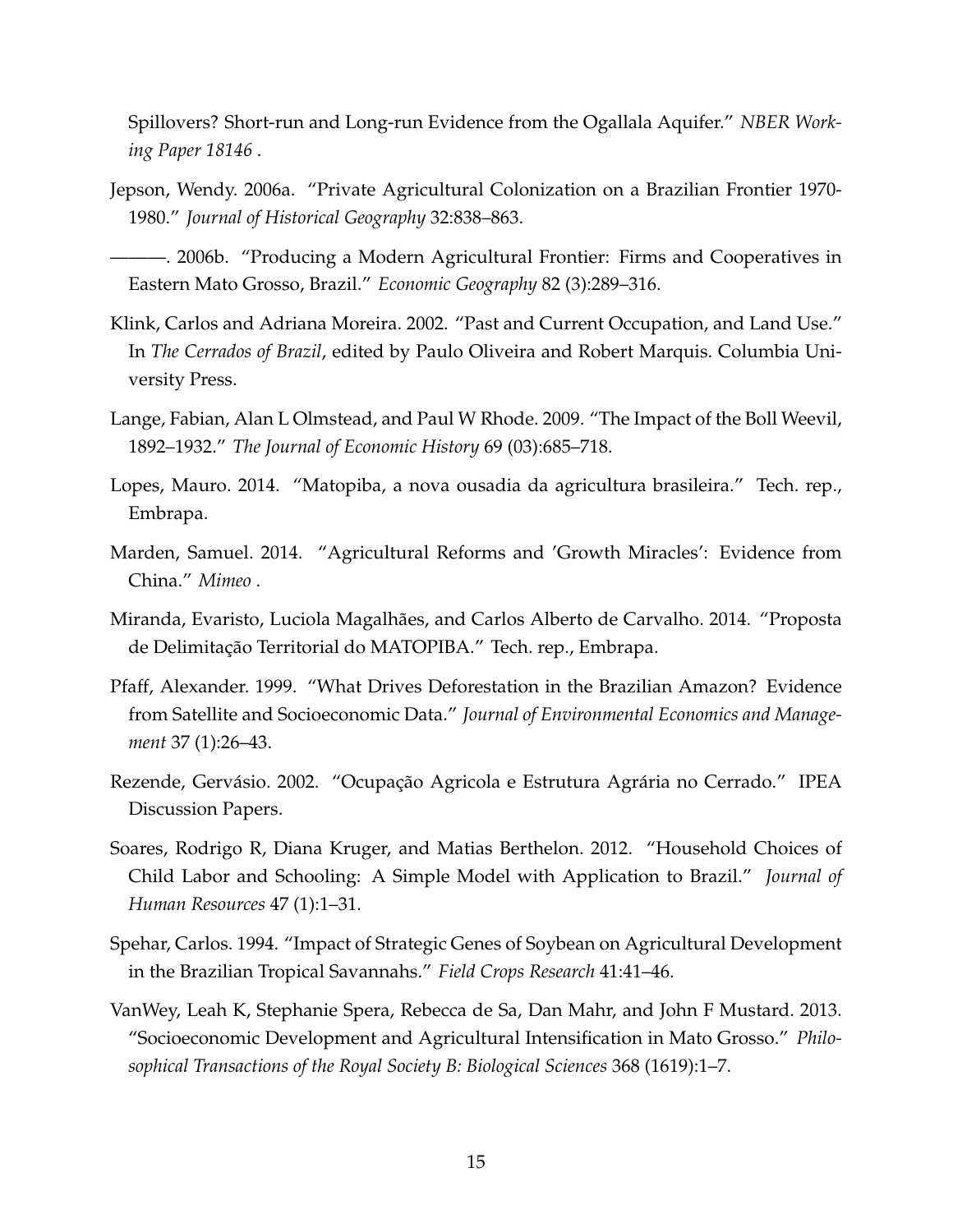Spillovers? Short-run and Long-run Evidence from the Ogallala Aquifer." *NBER Working Paper 18146* .

Jepson, Wendy. 2006a. "Private Agricultural Colonization on a Brazilian Frontier 1970-1980." *Journal of Historical Geography* 32:838–863.

———. 2006b. "Producing a Modern Agricultural Frontier: Firms and Cooperatives in Eastern Mato Grosso, Brazil." *Economic Geography* 82 (3):289–316.

Klink, Carlos and Adriana Moreira. 2002. "Past and Current Occupation, and Land Use." In *The Cerrados of Brazil*, edited by Paulo Oliveira and Robert Marquis. Columbia University Press.

Lange, Fabian, Alan L Olmstead, and Paul W Rhode. 2009. "The Impact of the Boll Weevil, 1892–1932." *The Journal of Economic History* 69 (03):685–718.

Lopes, Mauro. 2014. "Matopiba, a nova ousadia da agricultura brasileira." Tech. rep., Embrapa.

Marden, Samuel. 2014. "Agricultural Reforms and 'Growth Miracles': Evidence from China." *Mimeo* .

Miranda, Evaristo, Luciola Magalhães, and Carlos Alberto de Carvalho. 2014. "Proposta de Delimitação Territorial do MATOPIBA." Tech. rep., Embrapa.

Pfaff, Alexander. 1999. "What Drives Deforestation in the Brazilian Amazon? Evidence from Satellite and Socioeconomic Data." *Journal of Environmental Economics and Management* 37 (1):26–43.

Rezende, Gervásio. 2002. "Ocupação Agricola e Estrutura Agrária no Cerrado." IPEA Discussion Papers.

Soares, Rodrigo R, Diana Kruger, and Matias Berthelon. 2012. "Household Choices of Child Labor and Schooling: A Simple Model with Application to Brazil." *Journal of Human Resources* 47 (1):1–31.

Spehar, Carlos. 1994. "Impact of Strategic Genes of Soybean on Agricultural Development in the Brazilian Tropical Savannahs." *Field Crops Research* 41:41–46.

VanWey, Leah K, Stephanie Spera, Rebecca de Sa, Dan Mahr, and John F Mustard. 2013. "Socioeconomic Development and Agricultural Intensification in Mato Grosso." *Philosophical Transactions of the Royal Society B: Biological Sciences* 368 (1619):1–7.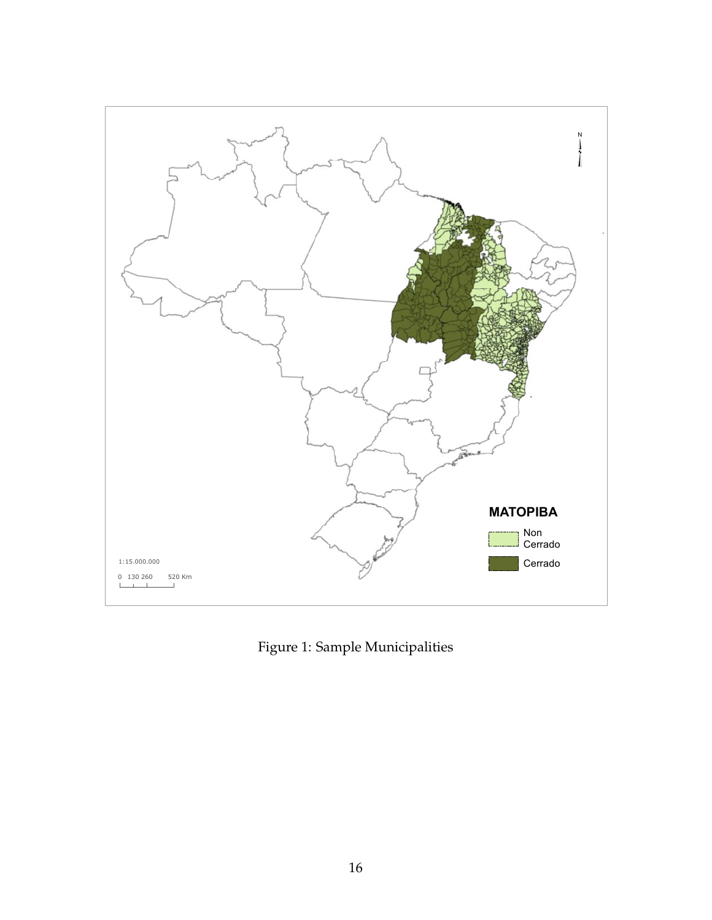Figure 1: Sample Municipalities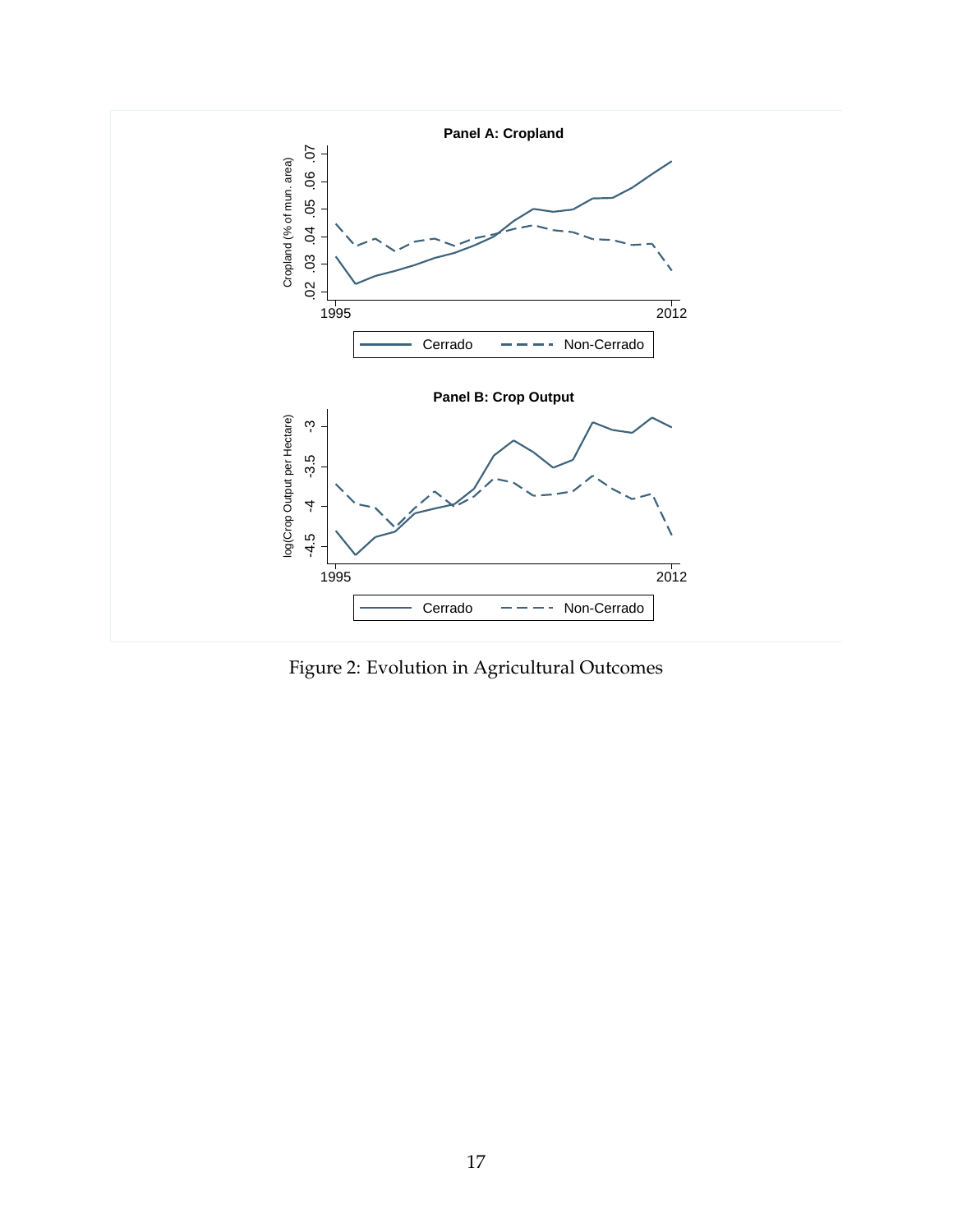Figure 2: Evolution in Agricultural Outcomes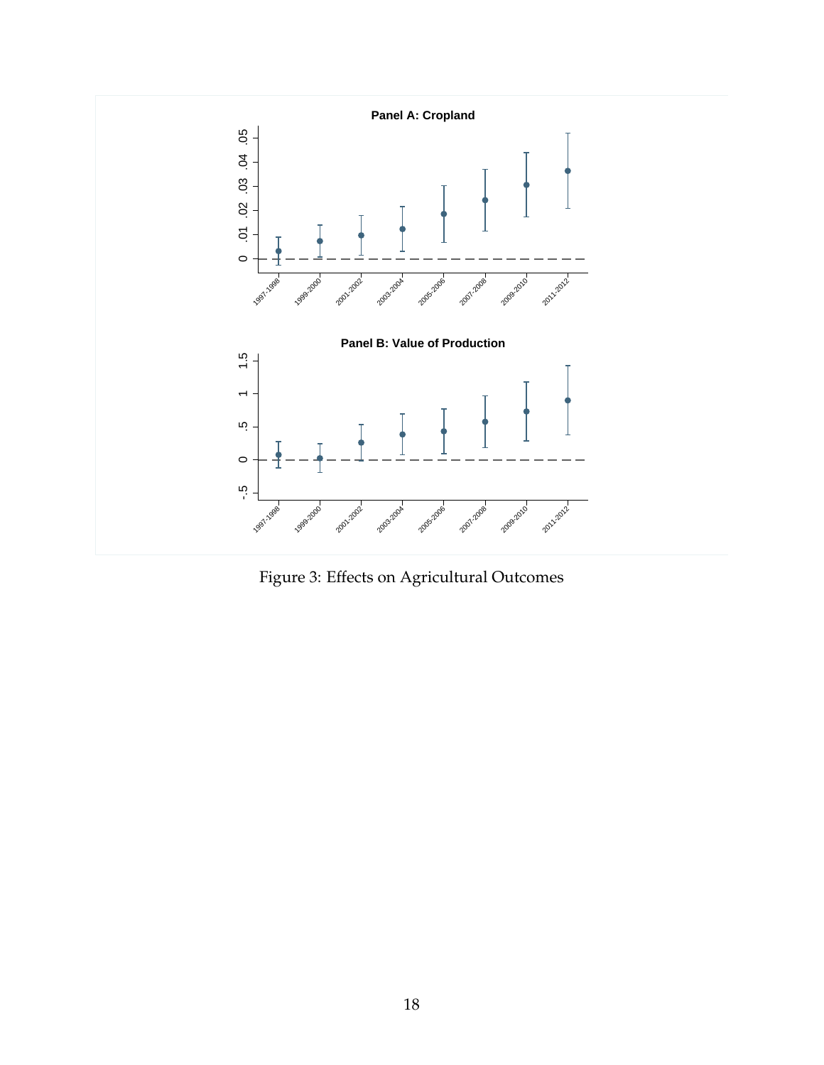Figure 3: Effects on Agricultural Outcomes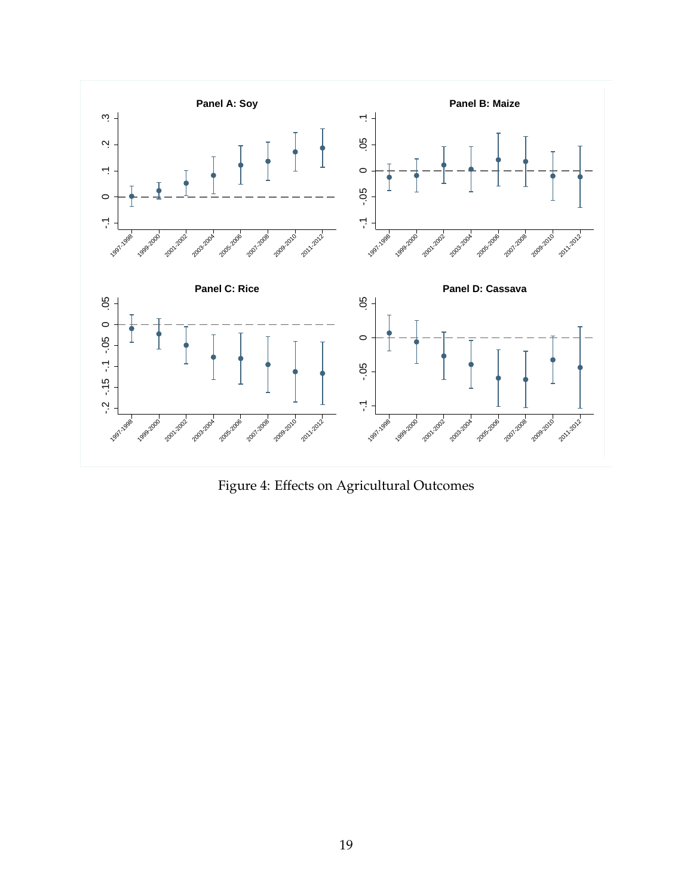Figure 4: Effects on Agricultural Outcomes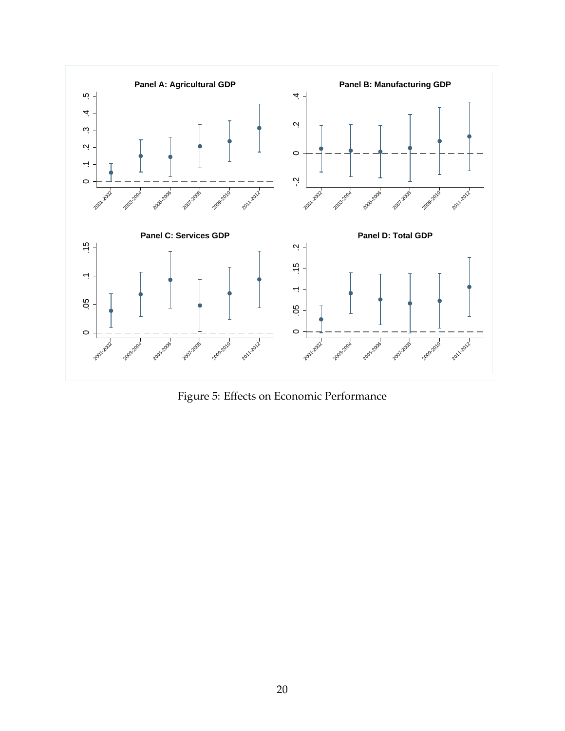Figure 5: Effects on Economic Performance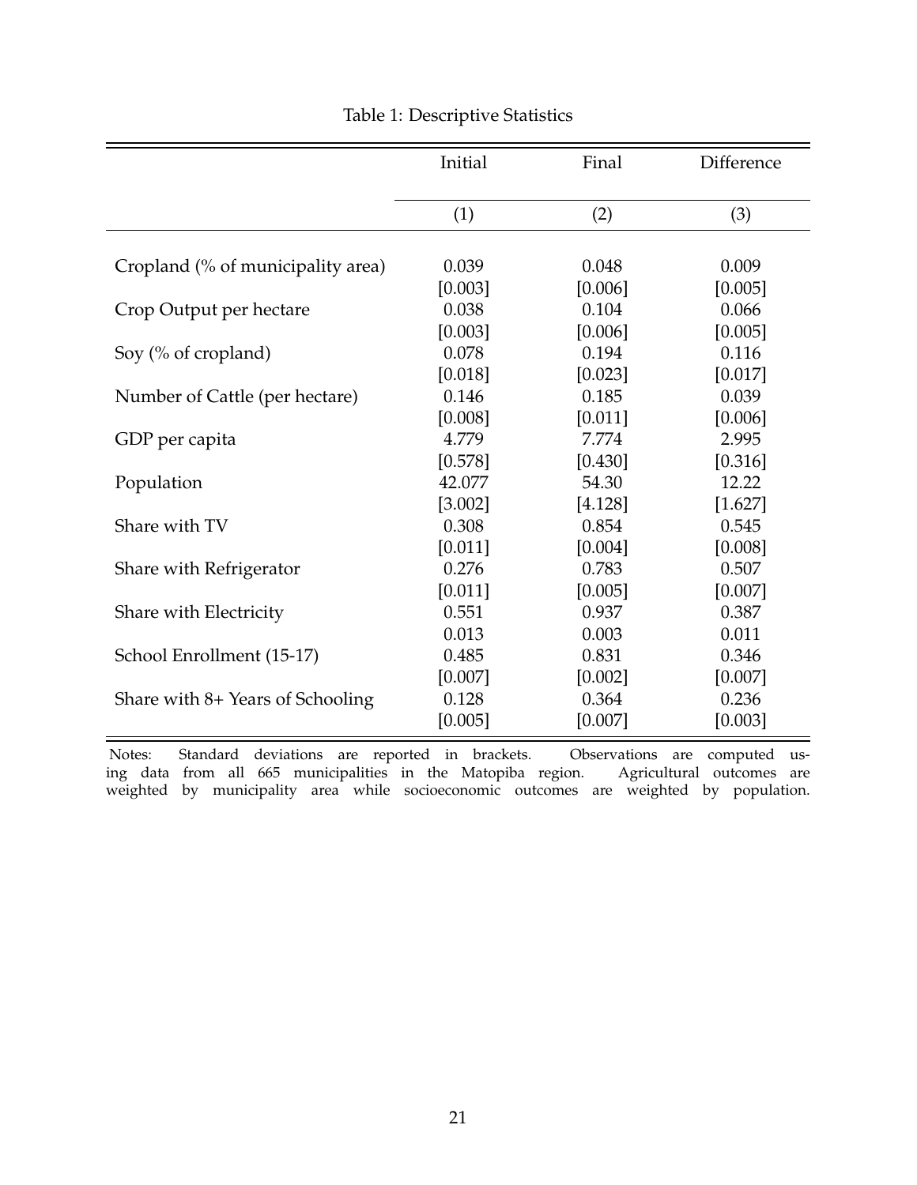Table 1: Descriptive Statistics

| | Initial | Final | Difference |
|---|---|---|---|
| | (1) | (2) | (3) |
| Cropland (% of municipality area) | 0.039 | 0.048 | 0.009 |
| | [0.003] | [0.006] | [0.005] |
| Crop Output per hectare | 0.038 | 0.104 | 0.066 |
| | [0.003] | [0.006] | [0.005] |
| Soy (% of cropland) | 0.078 | 0.194 | 0.116 |
| | [0.018] | [0.023] | [0.017] |
| Number of Cattle (per hectare) | 0.146 | 0.185 | 0.039 |
| | [0.008] | [0.011] | [0.006] |
| GDP per capita | 4.779 | 7.774 | 2.995 |
| | [0.578] | [0.430] | [0.316] |
| Population | 42.077 | 54.30 | 12.22 |
| | [3.002] | [4.128] | [1.627] |
| Share with TV | 0.308 | 0.854 | 0.545 |
| | [0.011] | [0.004] | [0.008] |
| Share with Refrigerator | 0.276 | 0.783 | 0.507 |
| | [0.011] | [0.005] | [0.007] |
| Share with Electricity | 0.551 | 0.937 | 0.387 |
| | 0.013 | 0.003 | 0.011 |
| School Enrollment (15-17) | 0.485 | 0.831 | 0.346 |
| | [0.007] | [0.002] | [0.007] |
| Share with 8+ Years of Schooling | 0.128 | 0.364 | 0.236 |
| | [0.005] | [0.007] | [0.003] |

Notes: Standard deviations are reported in brackets. Observations are computed using data from all 665 municipalities in the Matopiba region. Agricultural outcomes are weighted by municipality area while socioeconomic outcomes are weighted by population.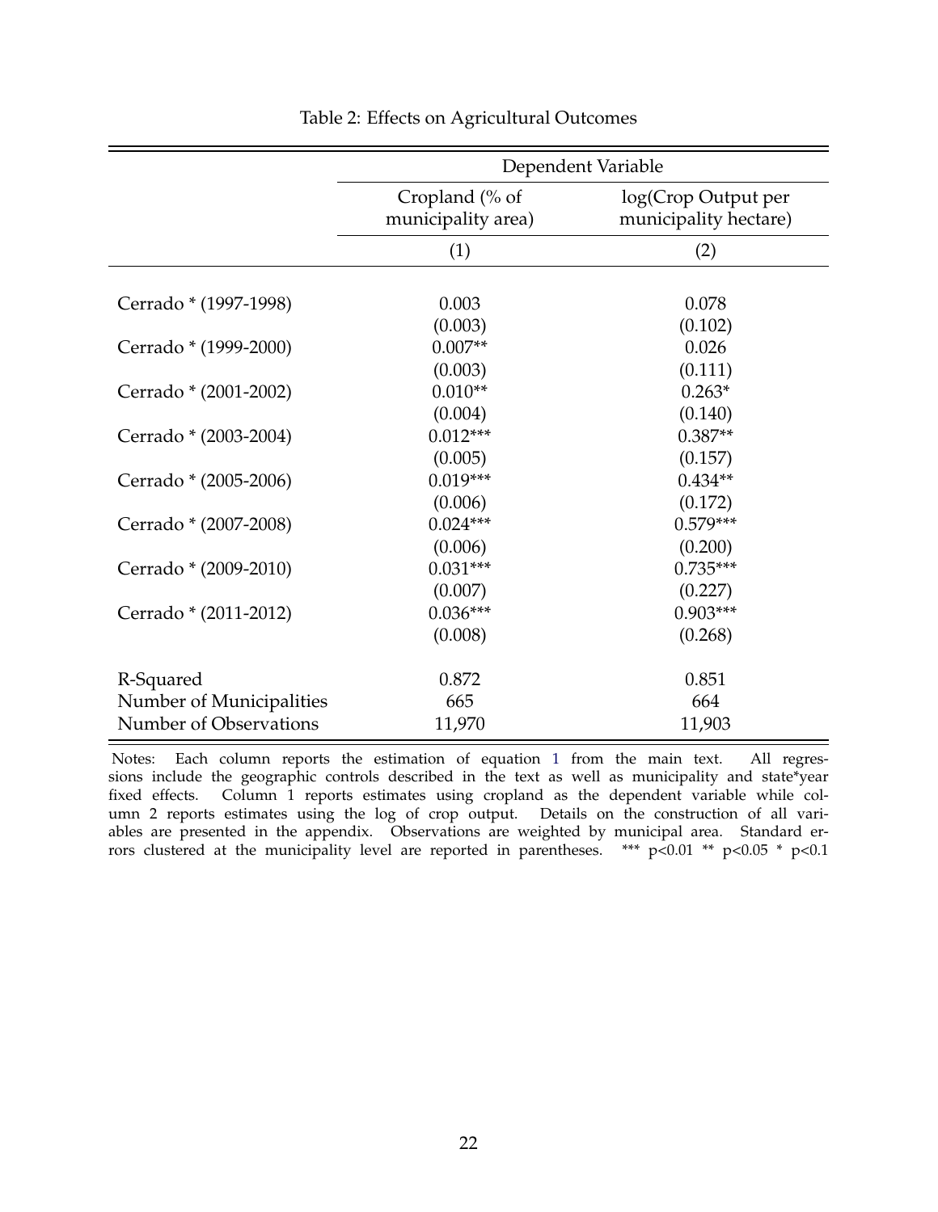Table 2: Effects on Agricultural Outcomes

| | Dependent Variable | |
|---|---|---|
| | Cropland (% of municipality area) | log(Crop Output per municipality hectare) |
| | (1) | (2) |
| Cerrado * (1997-1998) | 0.003 | 0.078 |
| | (0.003) | (0.102) |
| Cerrado * (1999-2000) | 0.007** | 0.026 |
| | (0.003) | (0.111) |
| Cerrado * (2001-2002) | 0.010** | 0.263* |
| | (0.004) | (0.140) |
| Cerrado * (2003-2004) | 0.012*** | 0.387** |
| | (0.005) | (0.157) |
| Cerrado * (2005-2006) | 0.019*** | 0.434** |
| | (0.006) | (0.172) |
| Cerrado * (2007-2008) | 0.024*** | 0.579*** |
| | (0.006) | (0.200) |
| Cerrado * (2009-2010) | 0.031*** | 0.735*** |
| | (0.007) | (0.227) |
| Cerrado * (2011-2012) | 0.036*** | 0.903*** |
| | (0.008) | (0.268) |
| R-Squared | 0.872 | 0.851 |
| Number of Municipalities | 665 | 664 |
| Number of Observations | 11,970 | 11,903 |

Notes: Each column reports the estimation of equation 1 from the main text. All regressions include the geographic controls described in the text as well as municipality and state*year fixed effects. Column 1 reports estimates using cropland as the dependent variable while column 2 reports estimates using the log of crop output. Details on the construction of all variables are presented in the appendix. Observations are weighted by municipal area. Standard errors clustered at the municipality level are reported in parentheses. *** $p<0.01$ ** $p<0.05$ * $p<0.1$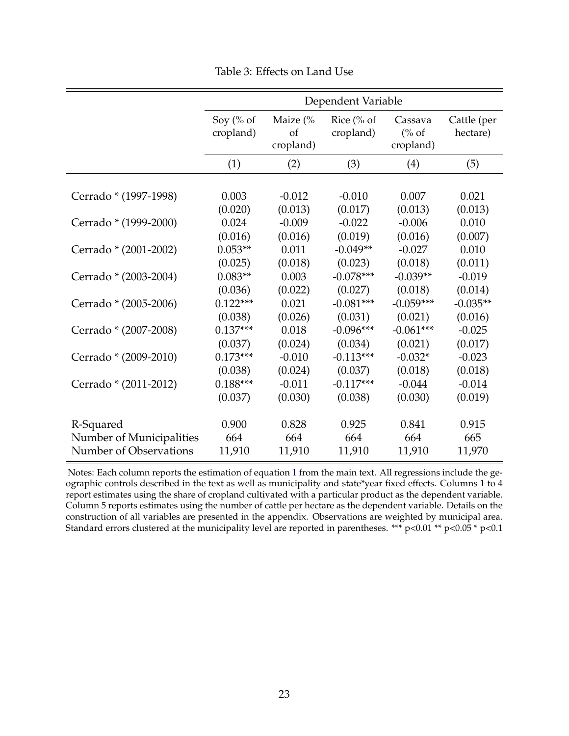Table 3: Effects on Land Use

| | Dependent Variable | | | | |
|---|---|---|---|---|---|
| | Soy (% of cropland) | Maize (% of cropland) | Rice (% of cropland) | Cassava (% of cropland) | Cattle (per hectare) |
| | (1) | (2) | (3) | (4) | (5) |
| Cerrado * (1997-1998) | 0.003 | -0.012 | -0.010 | 0.007 | 0.021 |
| | (0.020) | (0.013) | (0.017) | (0.013) | (0.013) |
| Cerrado * (1999-2000) | 0.024 | -0.009 | -0.022 | -0.006 | 0.010 |
| | (0.016) | (0.016) | (0.019) | (0.016) | (0.007) |
| Cerrado * (2001-2002) | 0.053** | 0.011 | -0.049** | -0.027 | 0.010 |
| | (0.025) | (0.018) | (0.023) | (0.018) | (0.011) |
| Cerrado * (2003-2004) | 0.083** | 0.003 | -0.078*** | -0.039** | -0.019 |
| | (0.036) | (0.022) | (0.027) | (0.018) | (0.014) |
| Cerrado * (2005-2006) | 0.122*** | 0.021 | -0.081*** | -0.059*** | -0.035** |
| | (0.038) | (0.026) | (0.031) | (0.021) | (0.016) |
| Cerrado * (2007-2008) | 0.137*** | 0.018 | -0.096*** | -0.061*** | -0.025 |
| | (0.037) | (0.024) | (0.034) | (0.021) | (0.017) |
| Cerrado * (2009-2010) | 0.173*** | -0.010 | -0.113*** | -0.032* | -0.023 |
| | (0.038) | (0.024) | (0.037) | (0.018) | (0.018) |
| Cerrado * (2011-2012) | 0.188*** | -0.011 | -0.117*** | -0.044 | -0.014 |
| | (0.037) | (0.030) | (0.038) | (0.030) | (0.019) |
| R-Squared | 0.900 | 0.828 | 0.925 | 0.841 | 0.915 |
| Number of Municipalities | 664 | 664 | 664 | 664 | 665 |
| Number of Observations | 11,910 | 11,910 | 11,910 | 11,910 | 11,970 |

Notes: Each column reports the estimation of equation 1 from the main text. All regressions include the geographic controls described in the text as well as municipality and state*year fixed effects. Columns 1 to 4 report estimates using the share of cropland cultivated with a particular product as the dependent variable. Column 5 reports estimates using the number of cattle per hectare as the dependent variable. Details on the construction of all variables are presented in the appendix. Observations are weighted by municipal area. Standard errors clustered at the municipality level are reported in parentheses. *** $p<0.01$ ** $p<0.05$ * $p<0.1$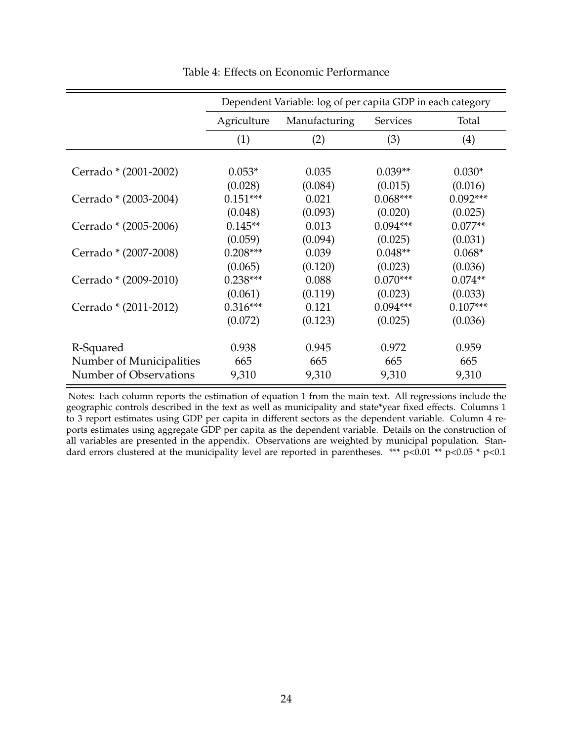Table 4: Effects on Economic Performance

| | Dependent Variable: log of per capita GDP in each category | | | |
|---|---|---|---|---|
| | Agriculture | Manufacturing | Services | Total |
| | (1) | (2) | (3) | (4) |
| Cerrado * (2001-2002) | 0.053* | 0.035 | 0.039** | 0.030* |
| | (0.028) | (0.084) | (0.015) | (0.016) |
| Cerrado * (2003-2004) | 0.151*** | 0.021 | 0.068*** | 0.092*** |
| | (0.048) | (0.093) | (0.020) | (0.025) |
| Cerrado * (2005-2006) | 0.145** | 0.013 | 0.094*** | 0.077** |
| | (0.059) | (0.094) | (0.025) | (0.031) |
| Cerrado * (2007-2008) | 0.208*** | 0.039 | 0.048** | 0.068* |
| | (0.065) | (0.120) | (0.023) | (0.036) |
| Cerrado * (2009-2010) | 0.238*** | 0.088 | 0.070*** | 0.074** |
| | (0.061) | (0.119) | (0.023) | (0.033) |
| Cerrado * (2011-2012) | 0.316*** | 0.121 | 0.094*** | 0.107*** |
| | (0.072) | (0.123) | (0.025) | (0.036) |
| R-Squared | 0.938 | 0.945 | 0.972 | 0.959 |
| Number of Municipalities | 665 | 665 | 665 | 665 |
| Number of Observations | 9,310 | 9,310 | 9,310 | 9,310 |

Notes: Each column reports the estimation of equation 1 from the main text. All regressions include the geographic controls described in the text as well as municipality and state*year fixed effects. Columns 1 to 3 report estimates using GDP per capita in different sectors as the dependent variable. Column 4 reports estimates using aggregate GDP per capita as the dependent variable. Details on the construction of all variables are presented in the appendix. Observations are weighted by municipal population. Standard errors clustered at the municipality level are reported in parentheses. *** p<0.01 ** p<0.05 * p<0.1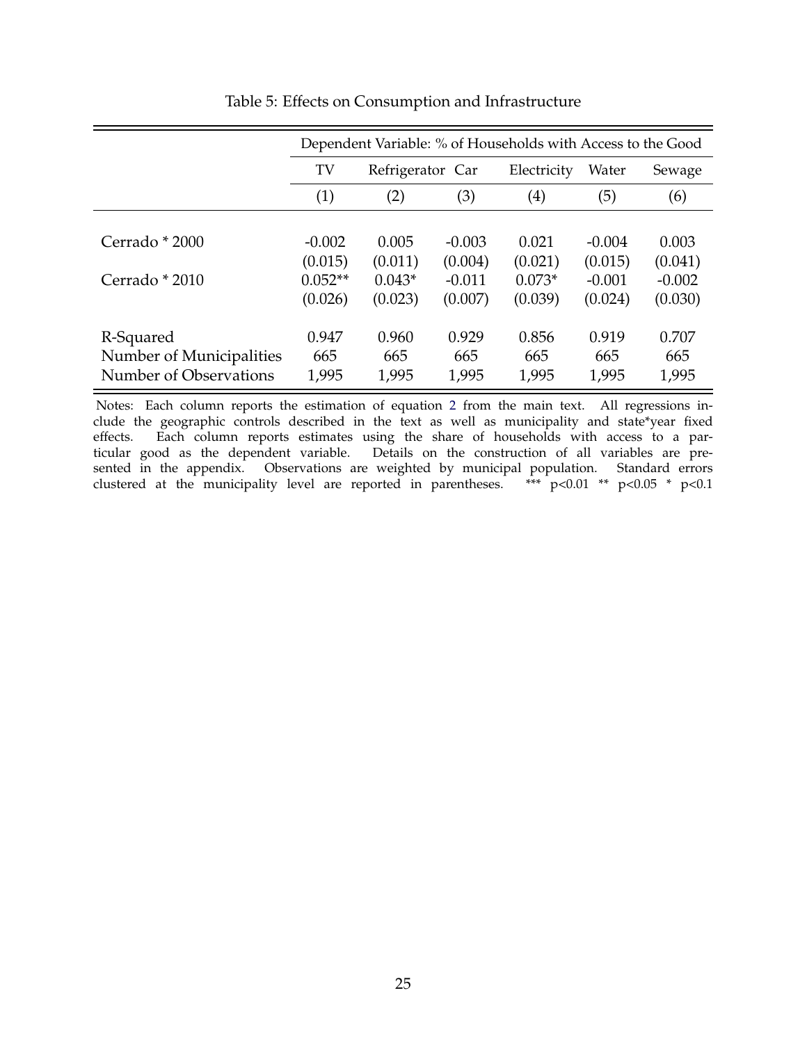Table 5: Effects on Consumption and Infrastructure

| | Dependent Variable: % of Households with Access to the Good | | | | | |
|---|---|---|---|---|---|---|
| | TV | Refrigerator | Car | Electricity | Water | Sewage |
| | (1) | (2) | (3) | (4) | (5) | (6) |
| Cerrado * 2000 | -0.002 | 0.005 | -0.003 | 0.021 | -0.004 | 0.003 |
| | (0.015) | (0.011) | (0.004) | (0.021) | (0.015) | (0.041) |
| Cerrado * 2010 | 0.052** | 0.043* | -0.011 | 0.073* | -0.001 | -0.002 |
| | (0.026) | (0.023) | (0.007) | (0.039) | (0.024) | (0.030) |
| R-Squared | 0.947 | 0.960 | 0.929 | 0.856 | 0.919 | 0.707 |
| Number of Municipalities | 665 | 665 | 665 | 665 | 665 | 665 |
| Number of Observations | 1,995 | 1,995 | 1,995 | 1,995 | 1,995 | 1,995 |

Notes: Each column reports the estimation of equation 2 from the main text. All regressions include the geographic controls described in the text as well as municipality and state*year fixed effects. Each column reports estimates using the share of households with access to a particular good as the dependent variable. Details on the construction of all variables are presented in the appendix. Observations are weighted by municipal population. Standard errors clustered at the municipality level are reported in parentheses. *** p<0.01 ** p<0.05 * p<0.1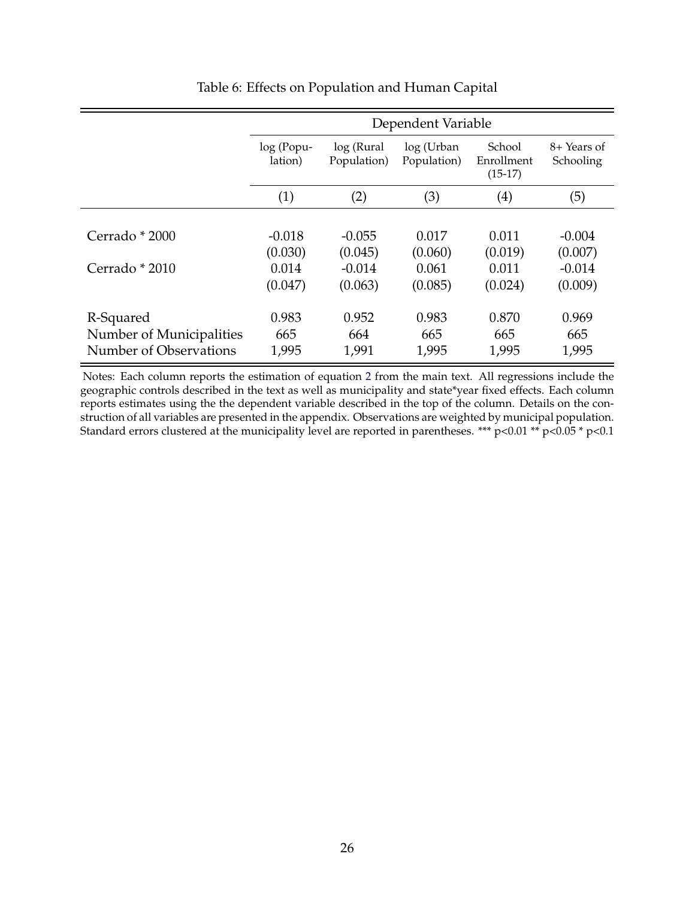Table 6: Effects on Population and Human Capital

| | Dependent Variable | | | | |
|---|---|---|---|---|---|
| | log (Population) | log (Rural Population) | log (Urban Population) | School Enrollment (15-17) | 8+ Years of Schooling |
| | (1) | (2) | (3) | (4) | (5) |
| Cerrado * 2000 | -0.018 | -0.055 | 0.017 | 0.011 | -0.004 |
| | (0.030) | (0.045) | (0.060) | (0.019) | (0.007) |
| Cerrado * 2010 | 0.014 | -0.014 | 0.061 | 0.011 | -0.014 |
| | (0.047) | (0.063) | (0.085) | (0.024) | (0.009) |
| R-Squared | 0.983 | 0.952 | 0.983 | 0.870 | 0.969 |
| Number of Municipalities | 665 | 664 | 665 | 665 | 665 |
| Number of Observations | 1,995 | 1,991 | 1,995 | 1,995 | 1,995 |

Notes: Each column reports the estimation of equation 2 from the main text. All regressions include the geographic controls described in the text as well as municipality and state*year fixed effects. Each column reports estimates using the the dependent variable described in the top of the column. Details on the construction of all variables are presented in the appendix. Observations are weighted by municipal population. Standard errors clustered at the municipality level are reported in parentheses. *** $p<0.01$ ** $p<0.05$ * $p<0.1$